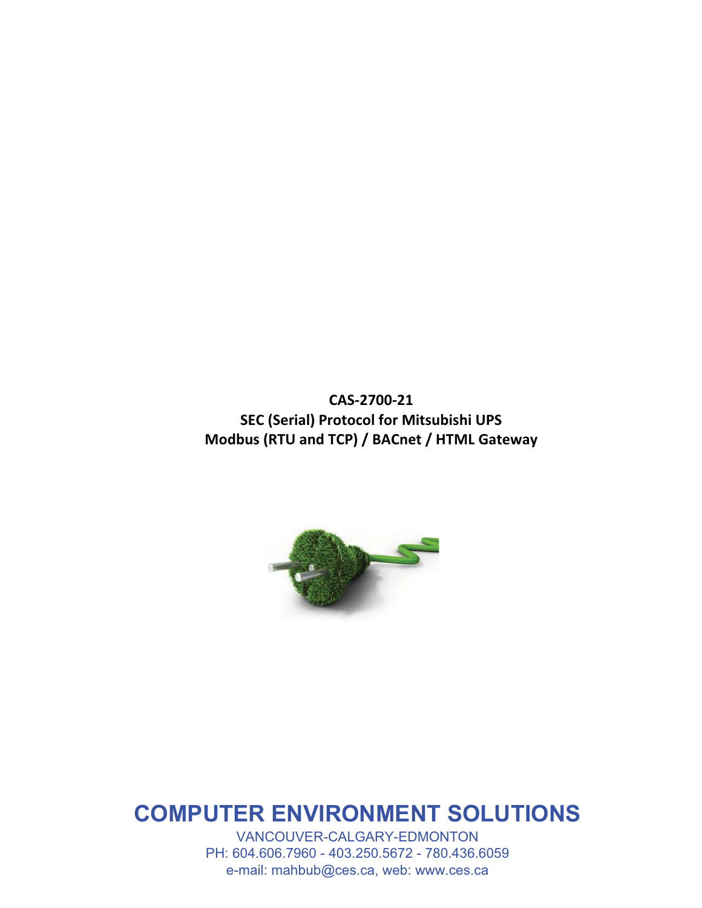**CAS-2700-21**
**SEC (Serial) Protocol for Mitsubishi UPS**
**Modbus (RTU and TCP) / BACnet / HTML Gateway**

# COMPUTER ENVIRONMENT SOLUTIONS

VANCOUVER-CALGARY-EDMONTON
PH: 604.606.7960 - 403.250.5672 - 780.436.6059
e-mail: mahbub@ces.ca, web: www.ces.ca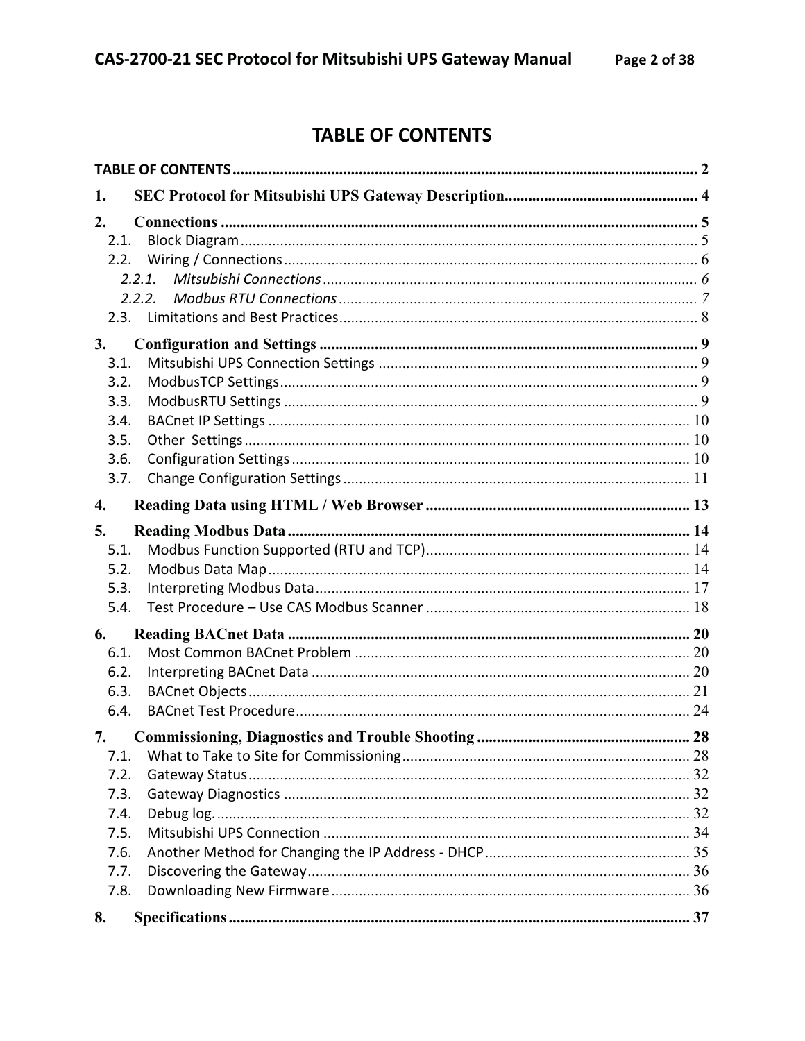# TABLE OF CONTENTS

TABLE OF CONTENTS ........................................................................................................... 2

1. SEC Protocol for Mitsubishi UPS Gateway Description ................................................ 4

2. Connections ....................................................................................................................... 5
   - 2.1. Block Diagram ........................................................................................................... 5
   - 2.2. Wiring / Connections ................................................................................................. 6
     - 2.2.1. *Mitsubishi Connections* ....................................................................................... 6
     - 2.2.2. *Modbus RTU Connections* .................................................................................. 7
   - 2.3. Limitations and Best Practices ................................................................................... 8

3. Configuration and Settings ............................................................................................... 9
   - 3.1. Mitsubishi UPS Connection Settings ......................................................................... 9
   - 3.2. ModbusTCP Settings .................................................................................................. 9
   - 3.3. ModbusRTU Settings .................................................................................................. 9
   - 3.4. BACnet IP Settings ................................................................................................... 10
   - 3.5. Other Settings ........................................................................................................... 10
   - 3.6. Configuration Settings .............................................................................................. 10
   - 3.7. Change Configuration Settings ................................................................................. 11

4. Reading Data using HTML / Web Browser ..................................................................... 13

5. Reading Modbus Data ..................................................................................................... 14
   - 5.1. Modbus Function Supported (RTU and TCP) ........................................................... 14
   - 5.2. Modbus Data Map ..................................................................................................... 14
   - 5.3. Interpreting Modbus Data ......................................................................................... 17
   - 5.4. Test Procedure – Use CAS Modbus Scanner ............................................................. 18

6. Reading BACnet Data ...................................................................................................... 20
   - 6.1. Most Common BACnet Problem ............................................................................... 20
   - 6.2. Interpreting BACnet Data ......................................................................................... 20
   - 6.3. BACnet Objects ......................................................................................................... 21
   - 6.4. BACnet Test Procedure ............................................................................................. 24

7. Commissioning, Diagnostics and Trouble Shooting ....................................................... 28
   - 7.1. What to Take to Site for Commissioning ................................................................... 28
   - 7.2. Gateway Status ......................................................................................................... 32
   - 7.3. Gateway Diagnostics ................................................................................................ 32
   - 7.4. Debug log. ................................................................................................................. 32
   - 7.5. Mitsubishi UPS Connection ...................................................................................... 34
   - 7.6. Another Method for Changing the IP Address - DHCP ............................................. 35
   - 7.7. Discovering the Gateway .......................................................................................... 36
   - 7.8. Downloading New Firmware .................................................................................... 36

8. Specifications .................................................................................................................. 37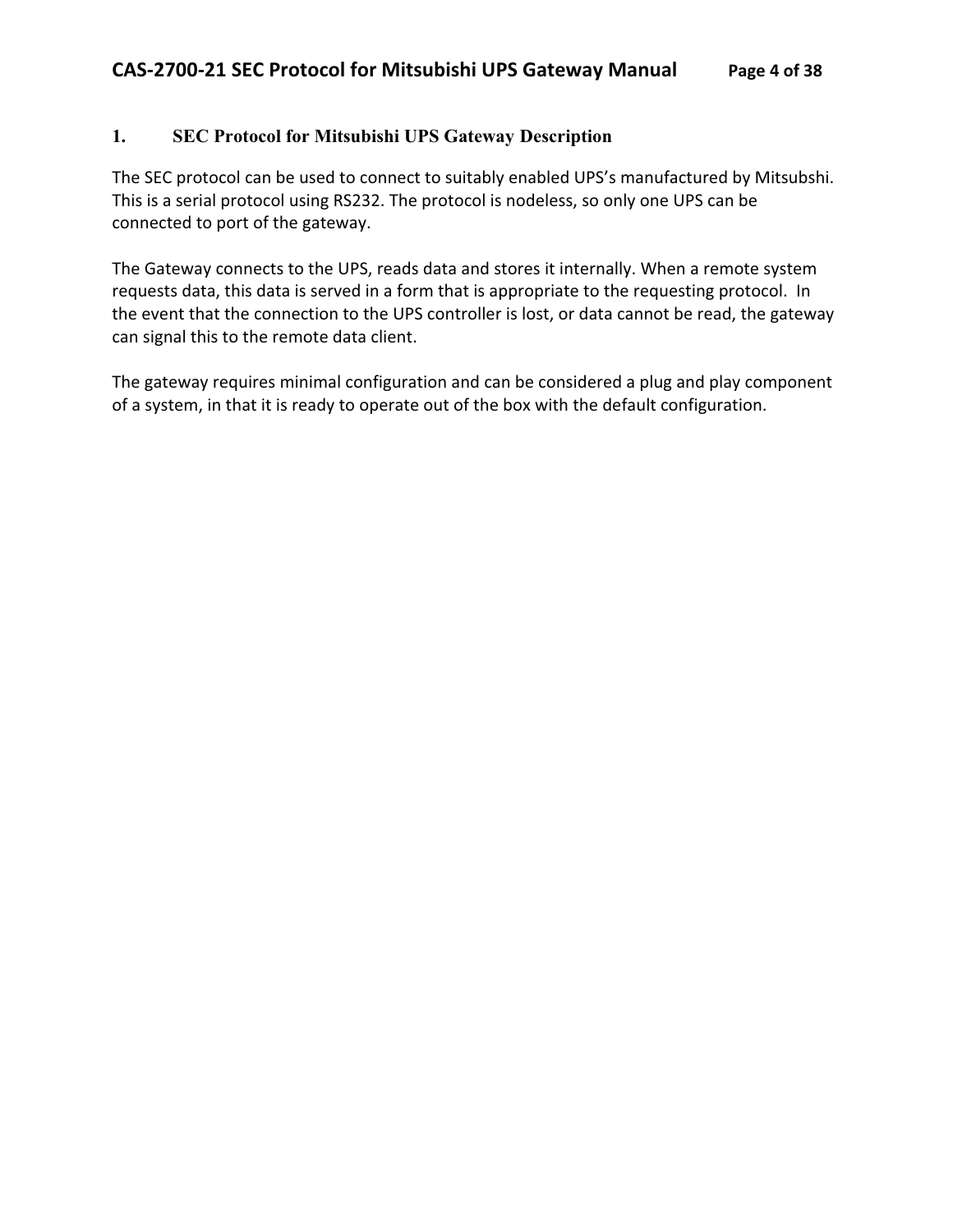# 1. SEC Protocol for Mitsubishi UPS Gateway Description

The SEC protocol can be used to connect to suitably enabled UPS's manufactured by Mitsubshi. This is a serial protocol using RS232. The protocol is nodeless, so only one UPS can be connected to port of the gateway.

The Gateway connects to the UPS, reads data and stores it internally. When a remote system requests data, this data is served in a form that is appropriate to the requesting protocol. In the event that the connection to the UPS controller is lost, or data cannot be read, the gateway can signal this to the remote data client.

The gateway requires minimal configuration and can be considered a plug and play component of a system, in that it is ready to operate out of the box with the default configuration.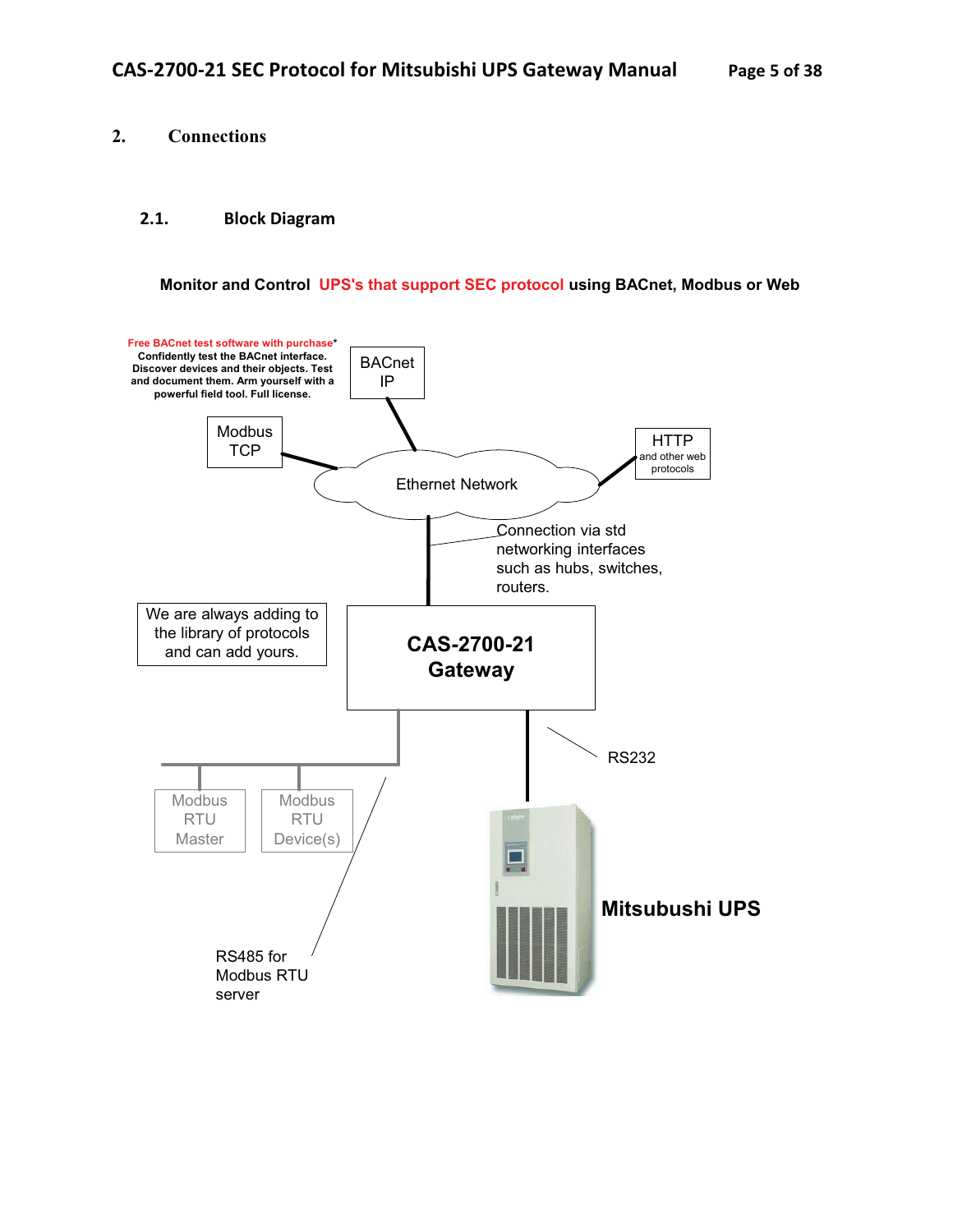# 2. Connections

## 2.1. Block Diagram

**Monitor and Control UPS's that support SEC protocol using BACnet, Modbus or Web**

**Free BACnet test software with purchase*** Confidently test the BACnet interface. Discover devices and their objects. Test and document them. Arm yourself with a powerful field tool. Full license.

BACnet IP

Modbus TCP

HTTP and other web protocols

Ethernet Network

Connection via std networking interfaces such as hubs, switches, routers.

We are always adding to the library of protocols and can add yours.

CAS-2700-21 Gateway

RS232

Modbus RTU Master

Modbus RTU Device(s)

RS485 for Modbus RTU server

Mitsubushi UPS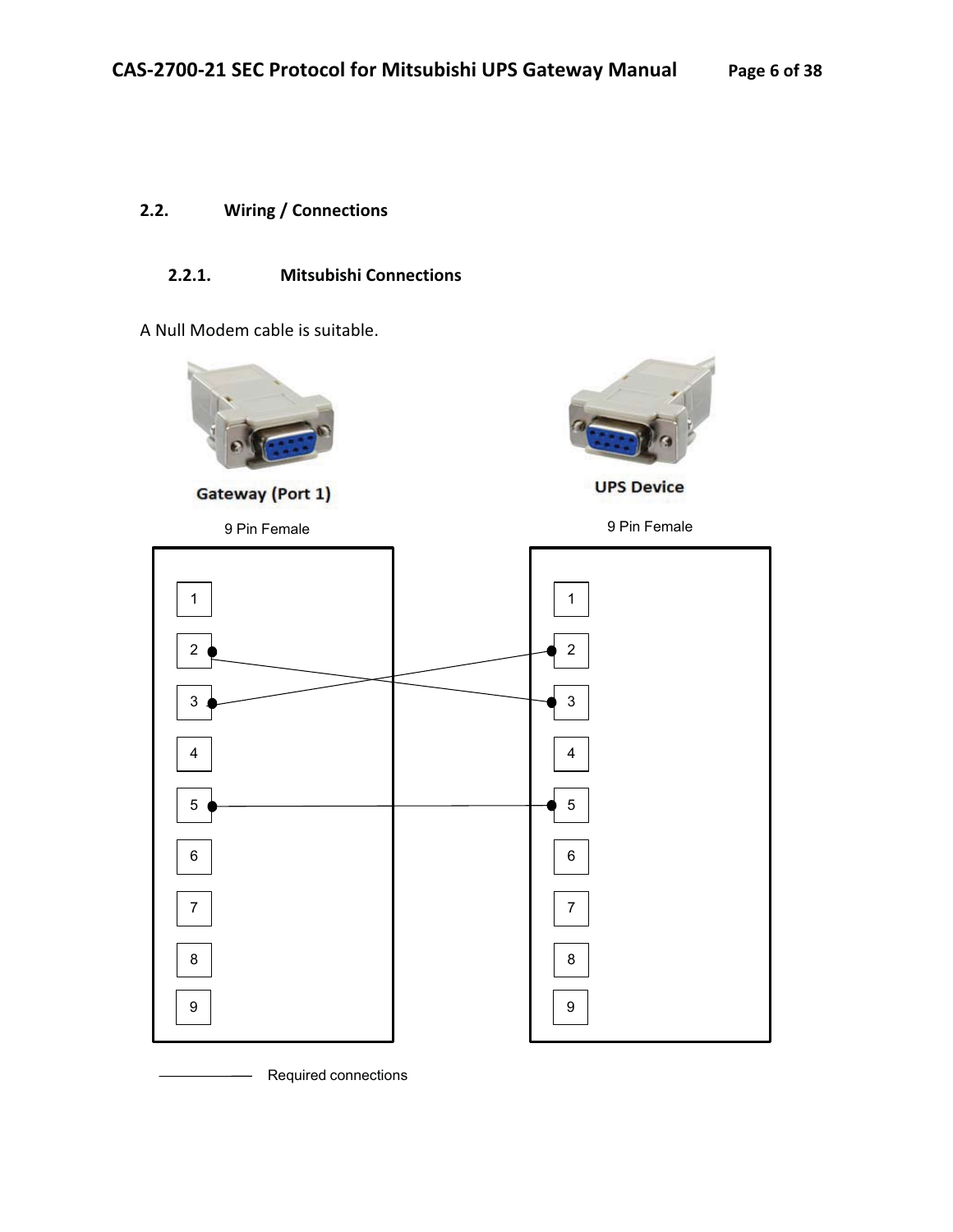## 2.2. Wiring / Connections

### 2.2.1. Mitsubishi Connections

A Null Modem cable is suitable.

Gateway (Port 1)

9 Pin Female

UPS Device

9 Pin Female

| Gateway (Port 1) Pin | UPS Device Pin |
|---|---|
| 2 | 3 |
| 3 | 2 |
| 5 | 5 |

Required connections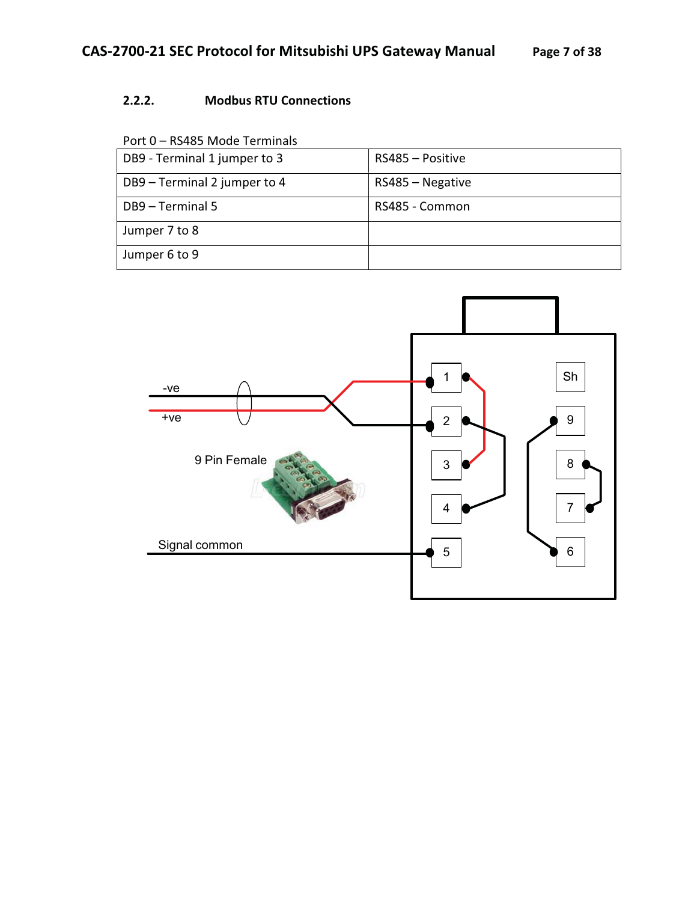### 2.2.2. Modbus RTU Connections

Port 0 – RS485 Mode Terminals

| DB9 - Terminal 1 jumper to 3 | RS485 – Positive |
|---|---|
| DB9 – Terminal 2 jumper to 4 | RS485 – Negative |
| DB9 – Terminal 5 | RS485 - Common |
| Jumper 7 to 8 | |
| Jumper 6 to 9 | |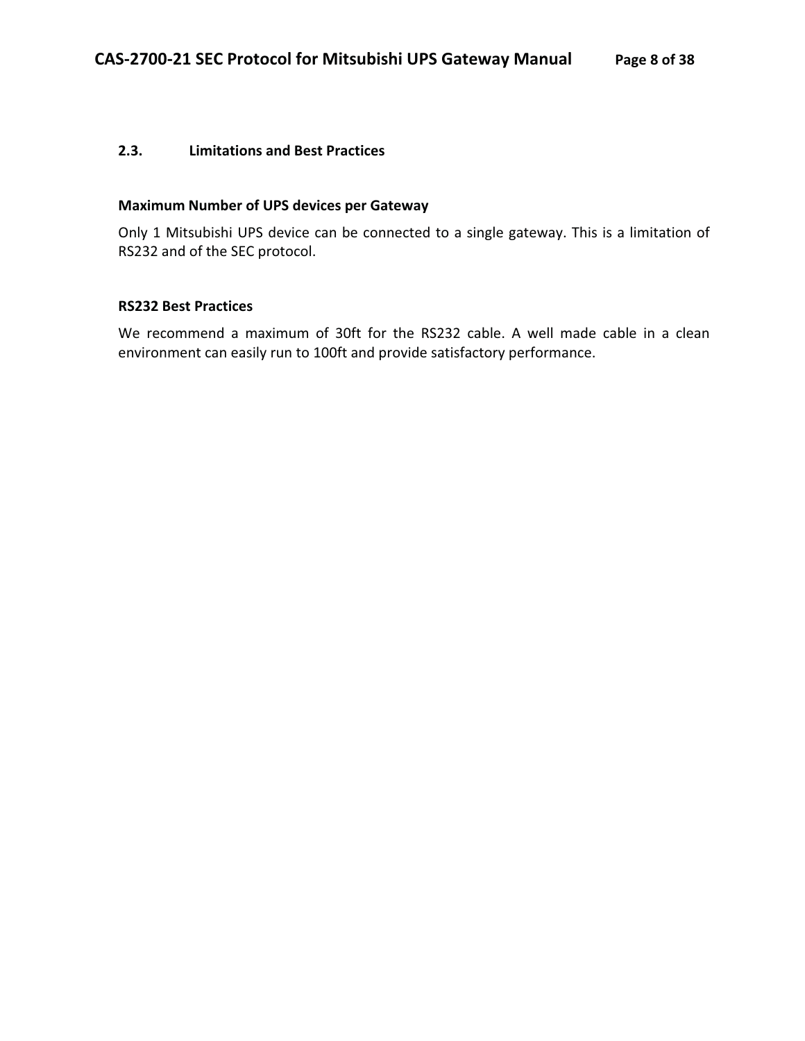## 2.3. Limitations and Best Practices

**Maximum Number of UPS devices per Gateway**

Only 1 Mitsubishi UPS device can be connected to a single gateway. This is a limitation of RS232 and of the SEC protocol.

**RS232 Best Practices**

We recommend a maximum of 30ft for the RS232 cable. A well made cable in a clean environment can easily run to 100ft and provide satisfactory performance.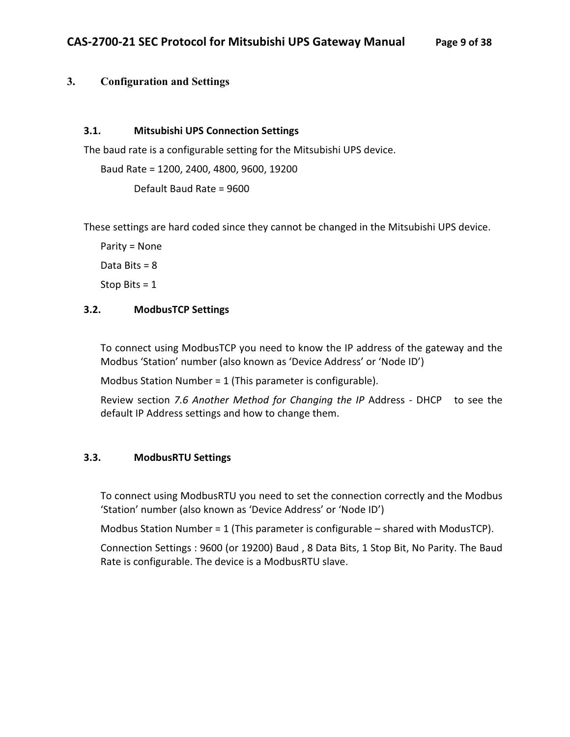# 3. Configuration and Settings

## 3.1. Mitsubishi UPS Connection Settings

The baud rate is a configurable setting for the Mitsubishi UPS device.

Baud Rate = 1200, 2400, 4800, 9600, 19200

Default Baud Rate = 9600

These settings are hard coded since they cannot be changed in the Mitsubishi UPS device.

Parity = None

Data Bits = 8

Stop Bits = 1

## 3.2. ModbusTCP Settings

To connect using ModbusTCP you need to know the IP address of the gateway and the Modbus 'Station' number (also known as 'Device Address' or 'Node ID')

Modbus Station Number = 1 (This parameter is configurable).

Review section *7.6 Another Method for Changing the IP* Address - DHCP to see the default IP Address settings and how to change them.

## 3.3. ModbusRTU Settings

To connect using ModbusRTU you need to set the connection correctly and the Modbus 'Station' number (also known as 'Device Address' or 'Node ID')

Modbus Station Number = 1 (This parameter is configurable – shared with ModusTCP).

Connection Settings : 9600 (or 19200) Baud , 8 Data Bits, 1 Stop Bit, No Parity. The Baud Rate is configurable. The device is a ModbusRTU slave.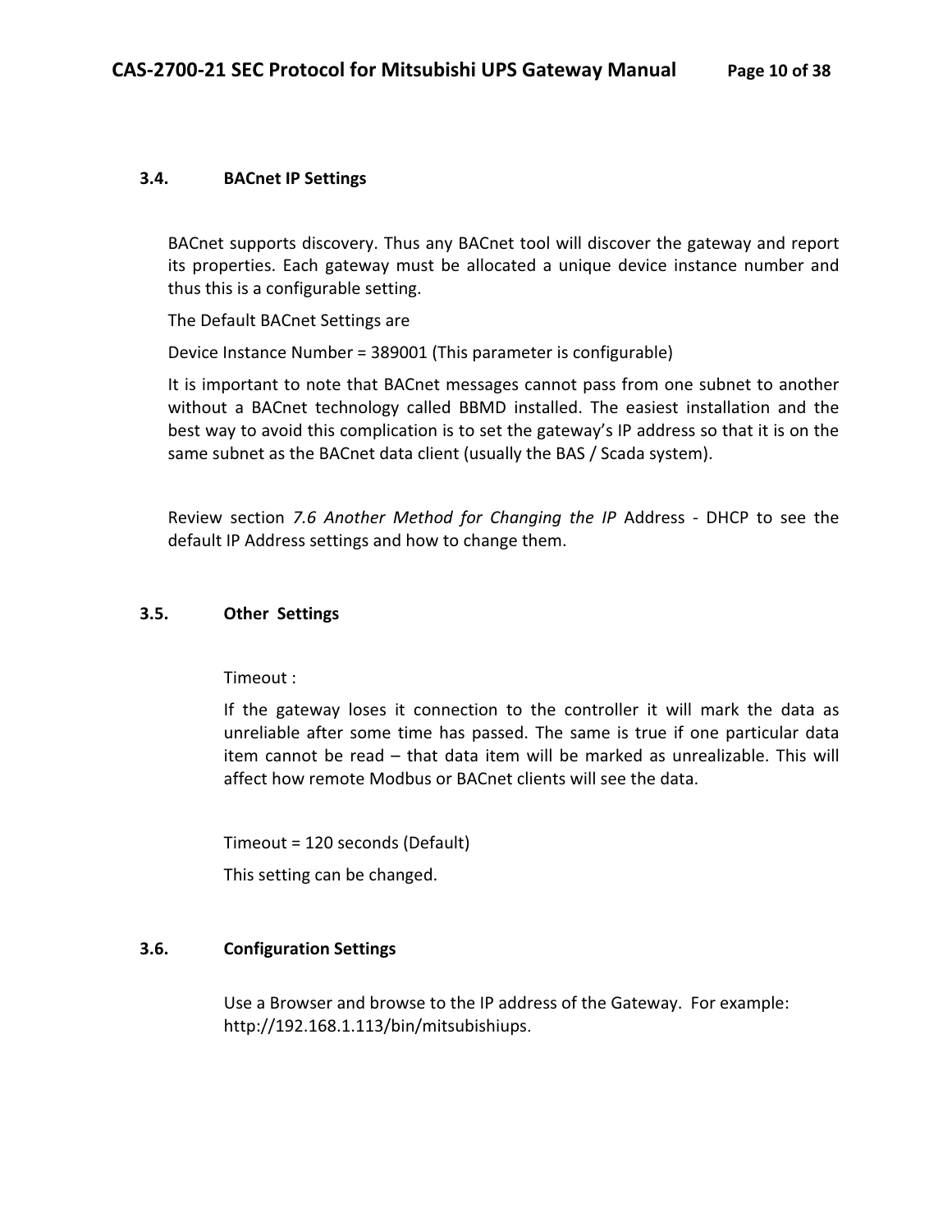### 3.4. BACnet IP Settings

BACnet supports discovery. Thus any BACnet tool will discover the gateway and report its properties. Each gateway must be allocated a unique device instance number and thus this is a configurable setting.

The Default BACnet Settings are

Device Instance Number = 389001 (This parameter is configurable)

It is important to note that BACnet messages cannot pass from one subnet to another without a BACnet technology called BBMD installed. The easiest installation and the best way to avoid this complication is to set the gateway's IP address so that it is on the same subnet as the BACnet data client (usually the BAS / Scada system).

Review section *7.6 Another Method for Changing the IP* Address - DHCP to see the default IP Address settings and how to change them.

### 3.5. Other Settings

Timeout :

If the gateway loses it connection to the controller it will mark the data as unreliable after some time has passed. The same is true if one particular data item cannot be read – that data item will be marked as unrealizable. This will affect how remote Modbus or BACnet clients will see the data.

Timeout = 120 seconds (Default)

This setting can be changed.

### 3.6. Configuration Settings

Use a Browser and browse to the IP address of the Gateway. For example: http://192.168.1.113/bin/mitsubishiups.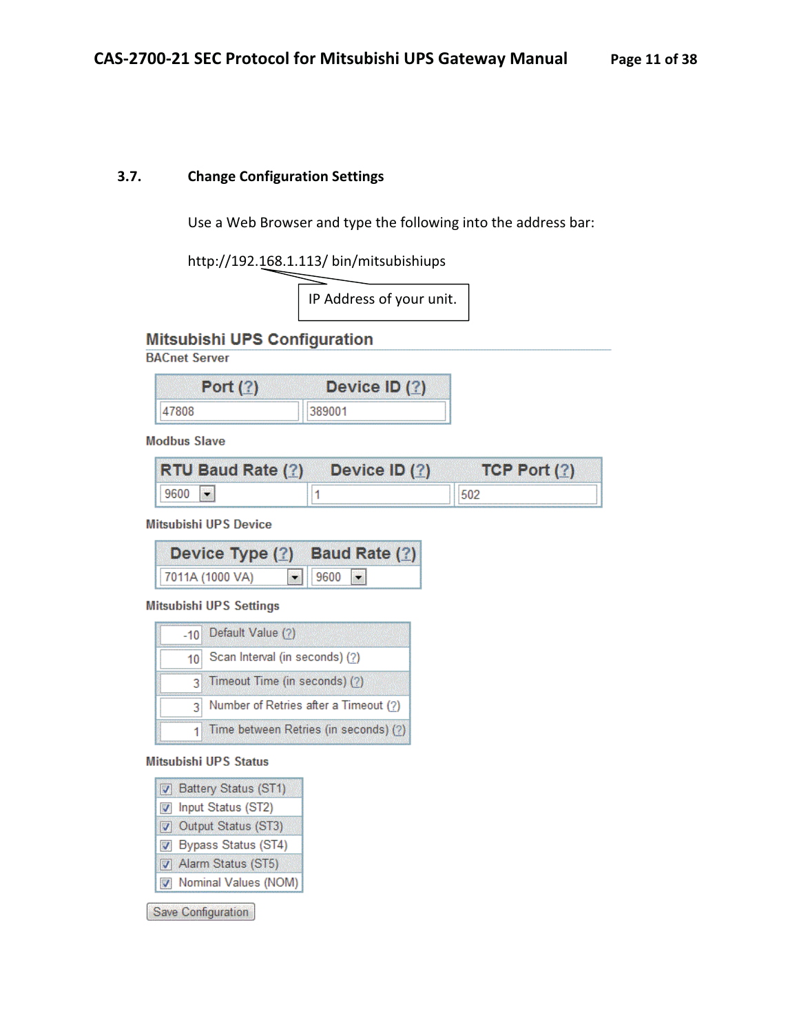## 3.7. Change Configuration Settings

Use a Web Browser and type the following into the address bar:

http://192.168.1.113/ bin/mitsubishiups

IP Address of your unit.

### Mitsubishi UPS Configuration

**BACnet Server**

| Port (?) | Device ID (?) |
|---|---|
| 47808 | 389001 |

**Modbus Slave**

| RTU Baud Rate (?) | Device ID (?) | TCP Port (?) |
|---|---|---|
| 9600 | 1 | 502 |

**Mitsubishi UPS Device**

| Device Type (?) | Baud Rate (?) |
|---|---|
| 7011A (1000 VA) | 9600 |

**Mitsubishi UPS Settings**

| Value | Setting |
|---|---|
| -10 | Default Value (?) |
| 10 | Scan Interval (in seconds) (?) |
| 3 | Timeout Time (in seconds) (?) |
| 3 | Number of Retries after a Timeout (?) |
| 1 | Time between Retries (in seconds) (?) |

**Mitsubishi UPS Status**

- ☑ Battery Status (ST1)
- ☑ Input Status (ST2)
- ☑ Output Status (ST3)
- ☑ Bypass Status (ST4)
- ☑ Alarm Status (ST5)
- ☑ Nominal Values (NOM)

Save Configuration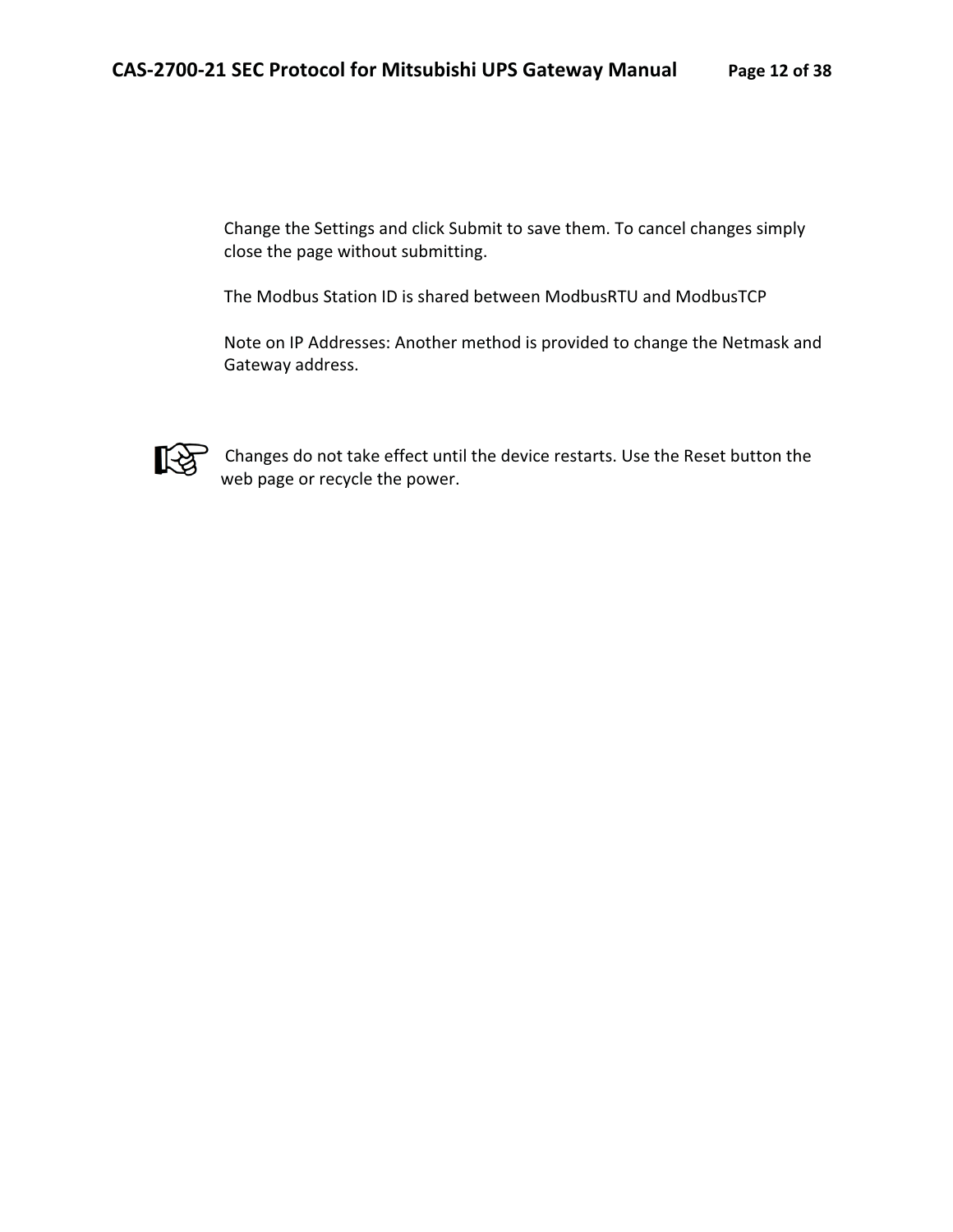Change the Settings and click Submit to save them. To cancel changes simply close the page without submitting.

The Modbus Station ID is shared between ModbusRTU and ModbusTCP

Note on IP Addresses: Another method is provided to change the Netmask and Gateway address.

☞ Changes do not take effect until the device restarts. Use the Reset button the web page or recycle the power.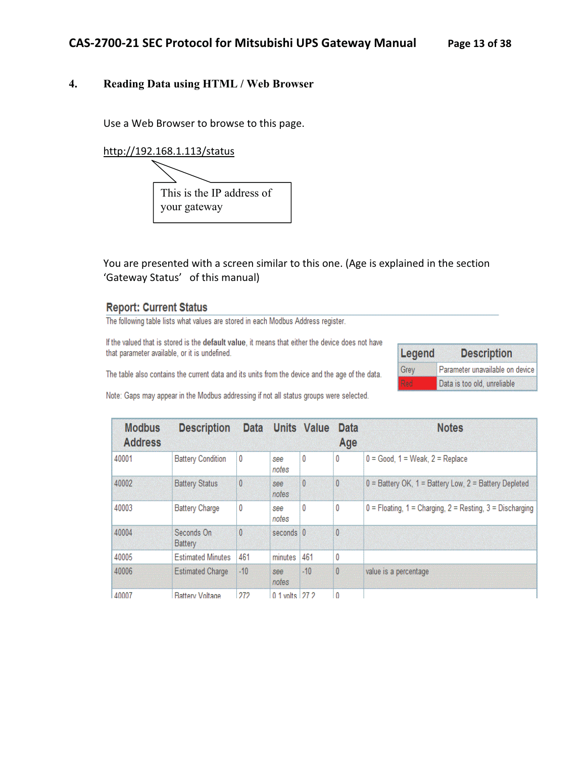## 4. Reading Data using HTML / Web Browser

Use a Web Browser to browse to this page.

http://192.168.1.113/status

This is the IP address of your gateway

You are presented with a screen similar to this one. (Age is explained in the section 'Gateway Status' of this manual)

### Report: Current Status

The following table lists what values are stored in each Modbus Address register.

If the valued that is stored is the **default value**, it means that either the device does not have that parameter available, or it is undefined.

The table also contains the current data and its units from the device and the age of the data.

Note: Gaps may appear in the Modbus addressing if not all status groups were selected.

| Legend | Description |
| --- | --- |
| Grey | Parameter unavailable on device |
| Red | Data is too old, unreliable |

| Modbus Address | Description | Data | Units | Value | Data Age | Notes |
| --- | --- | --- | --- | --- | --- | --- |
| 40001 | Battery Condition | 0 | see notes | 0 | 0 | 0 = Good, 1 = Weak, 2 = Replace |
| 40002 | Battery Status | 0 | see notes | 0 | 0 | 0 = Battery OK, 1 = Battery Low, 2 = Battery Depleted |
| 40003 | Battery Charge | 0 | see notes | 0 | 0 | 0 = Floating, 1 = Charging, 2 = Resting, 3 = Discharging |
| 40004 | Seconds On Battery | 0 | seconds | 0 | 0 | |
| 40005 | Estimated Minutes | 461 | minutes | 461 | 0 | |
| 40006 | Estimated Charge | -10 | see notes | -10 | 0 | value is a percentage |
| 40007 | Battery Voltage | 272 | 0.1 volts | 27.2 | 0 | |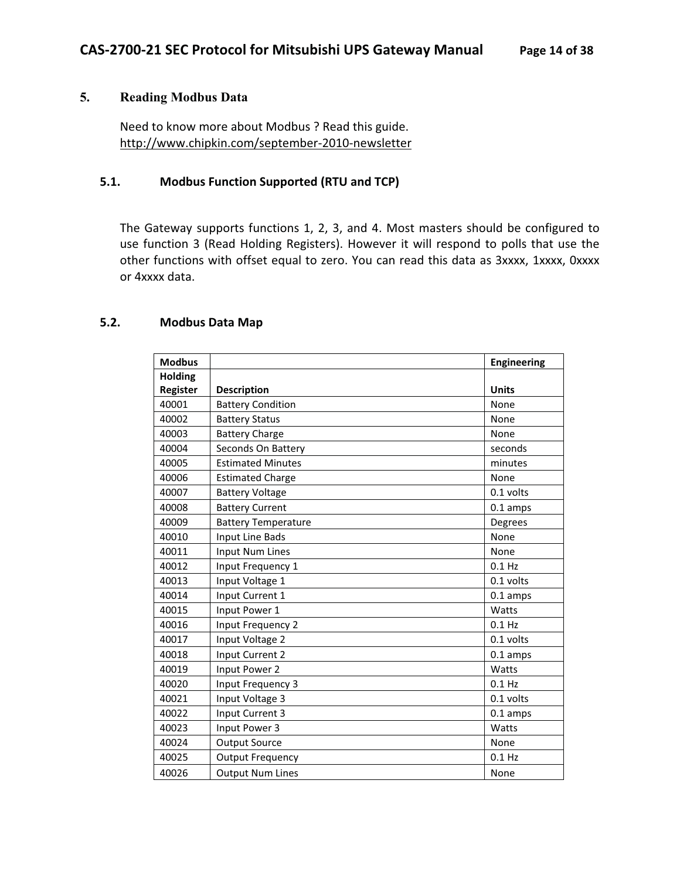# 5. Reading Modbus Data

Need to know more about Modbus ? Read this guide.
http://www.chipkin.com/september-2010-newsletter

## 5.1. Modbus Function Supported (RTU and TCP)

The Gateway supports functions 1, 2, 3, and 4. Most masters should be configured to use function 3 (Read Holding Registers). However it will respond to polls that use the other functions with offset equal to zero. You can read this data as 3xxxx, 1xxxx, 0xxxx or 4xxxx data.

## 5.2. Modbus Data Map

| Modbus Holding Register | Description | Engineering Units |
|---|---|---|
| 40001 | Battery Condition | None |
| 40002 | Battery Status | None |
| 40003 | Battery Charge | None |
| 40004 | Seconds On Battery | seconds |
| 40005 | Estimated Minutes | minutes |
| 40006 | Estimated Charge | None |
| 40007 | Battery Voltage | 0.1 volts |
| 40008 | Battery Current | 0.1 amps |
| 40009 | Battery Temperature | Degrees |
| 40010 | Input Line Bads | None |
| 40011 | Input Num Lines | None |
| 40012 | Input Frequency 1 | 0.1 Hz |
| 40013 | Input Voltage 1 | 0.1 volts |
| 40014 | Input Current 1 | 0.1 amps |
| 40015 | Input Power 1 | Watts |
| 40016 | Input Frequency 2 | 0.1 Hz |
| 40017 | Input Voltage 2 | 0.1 volts |
| 40018 | Input Current 2 | 0.1 amps |
| 40019 | Input Power 2 | Watts |
| 40020 | Input Frequency 3 | 0.1 Hz |
| 40021 | Input Voltage 3 | 0.1 volts |
| 40022 | Input Current 3 | 0.1 amps |
| 40023 | Input Power 3 | Watts |
| 40024 | Output Source | None |
| 40025 | Output Frequency | 0.1 Hz |
| 40026 | Output Num Lines | None |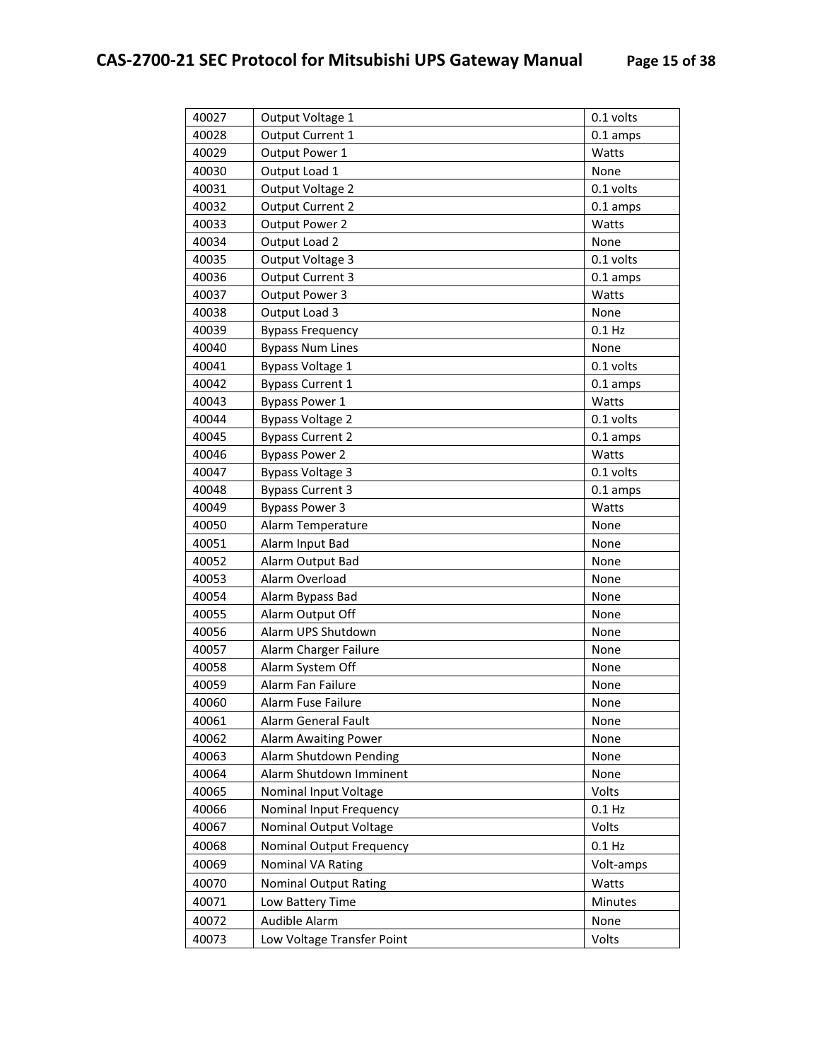| 40027 | Output Voltage 1 | 0.1 volts |
|---|---|---|
| 40028 | Output Current 1 | 0.1 amps |
| 40029 | Output Power 1 | Watts |
| 40030 | Output Load 1 | None |
| 40031 | Output Voltage 2 | 0.1 volts |
| 40032 | Output Current 2 | 0.1 amps |
| 40033 | Output Power 2 | Watts |
| 40034 | Output Load 2 | None |
| 40035 | Output Voltage 3 | 0.1 volts |
| 40036 | Output Current 3 | 0.1 amps |
| 40037 | Output Power 3 | Watts |
| 40038 | Output Load 3 | None |
| 40039 | Bypass Frequency | 0.1 Hz |
| 40040 | Bypass Num Lines | None |
| 40041 | Bypass Voltage 1 | 0.1 volts |
| 40042 | Bypass Current 1 | 0.1 amps |
| 40043 | Bypass Power 1 | Watts |
| 40044 | Bypass Voltage 2 | 0.1 volts |
| 40045 | Bypass Current 2 | 0.1 amps |
| 40046 | Bypass Power 2 | Watts |
| 40047 | Bypass Voltage 3 | 0.1 volts |
| 40048 | Bypass Current 3 | 0.1 amps |
| 40049 | Bypass Power 3 | Watts |
| 40050 | Alarm Temperature | None |
| 40051 | Alarm Input Bad | None |
| 40052 | Alarm Output Bad | None |
| 40053 | Alarm Overload | None |
| 40054 | Alarm Bypass Bad | None |
| 40055 | Alarm Output Off | None |
| 40056 | Alarm UPS Shutdown | None |
| 40057 | Alarm Charger Failure | None |
| 40058 | Alarm System Off | None |
| 40059 | Alarm Fan Failure | None |
| 40060 | Alarm Fuse Failure | None |
| 40061 | Alarm General Fault | None |
| 40062 | Alarm Awaiting Power | None |
| 40063 | Alarm Shutdown Pending | None |
| 40064 | Alarm Shutdown Imminent | None |
| 40065 | Nominal Input Voltage | Volts |
| 40066 | Nominal Input Frequency | 0.1 Hz |
| 40067 | Nominal Output Voltage | Volts |
| 40068 | Nominal Output Frequency | 0.1 Hz |
| 40069 | Nominal VA Rating | Volt-amps |
| 40070 | Nominal Output Rating | Watts |
| 40071 | Low Battery Time | Minutes |
| 40072 | Audible Alarm | None |
| 40073 | Low Voltage Transfer Point | Volts |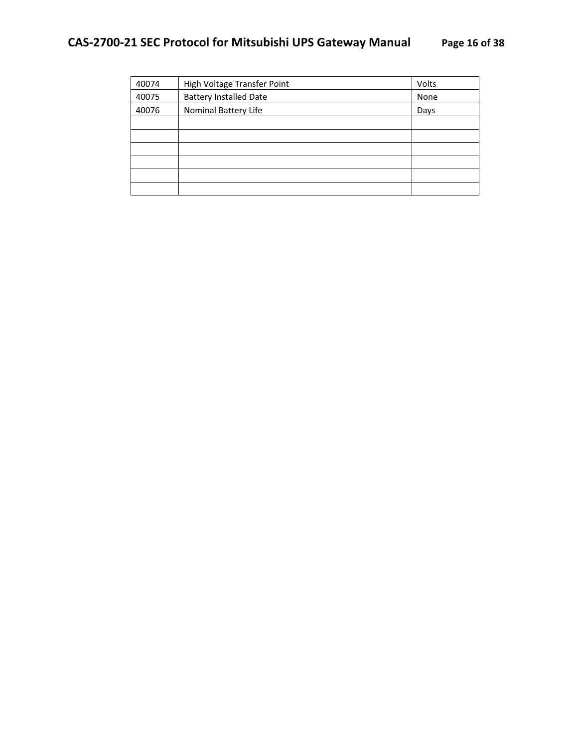| 40074 | High Voltage Transfer Point | Volts |
|---|---|---|
| 40075 | Battery Installed Date | None |
| 40076 | Nominal Battery Life | Days |
| | | |
| | | |
| | | |
| | | |
| | | |
| | | |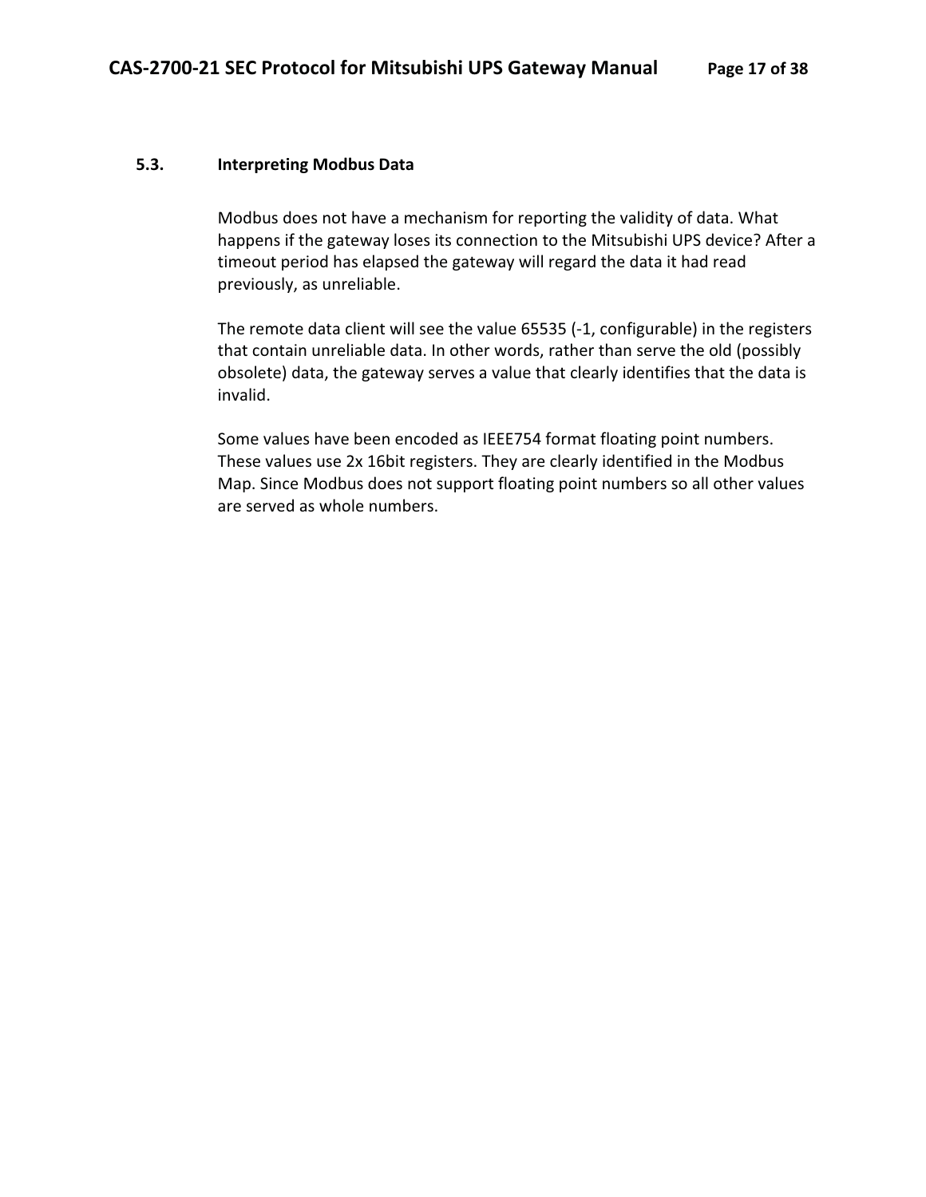### 5.3. Interpreting Modbus Data

Modbus does not have a mechanism for reporting the validity of data. What happens if the gateway loses its connection to the Mitsubishi UPS device? After a timeout period has elapsed the gateway will regard the data it had read previously, as unreliable.

The remote data client will see the value 65535 (-1, configurable) in the registers that contain unreliable data. In other words, rather than serve the old (possibly obsolete) data, the gateway serves a value that clearly identifies that the data is invalid.

Some values have been encoded as IEEE754 format floating point numbers. These values use 2x 16bit registers. They are clearly identified in the Modbus Map. Since Modbus does not support floating point numbers so all other values are served as whole numbers.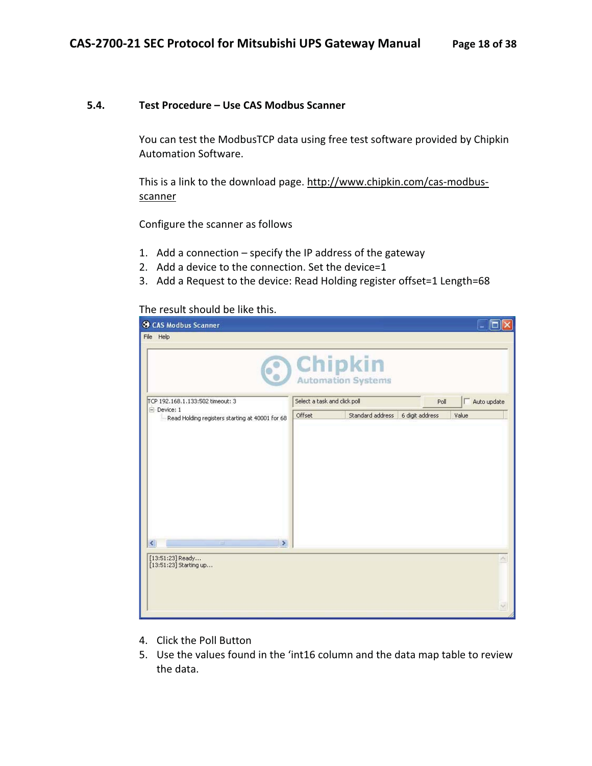## 5.4. Test Procedure – Use CAS Modbus Scanner

You can test the ModbusTCP data using free test software provided by Chipkin Automation Software.

This is a link to the download page. http://www.chipkin.com/cas-modbus-scanner

Configure the scanner as follows

1. Add a connection – specify the IP address of the gateway
2. Add a device to the connection. Set the device=1
3. Add a Request to the device: Read Holding register offset=1 Length=68

The result should be like this.

4. Click the Poll Button
5. Use the values found in the 'int16 column and the data map table to review the data.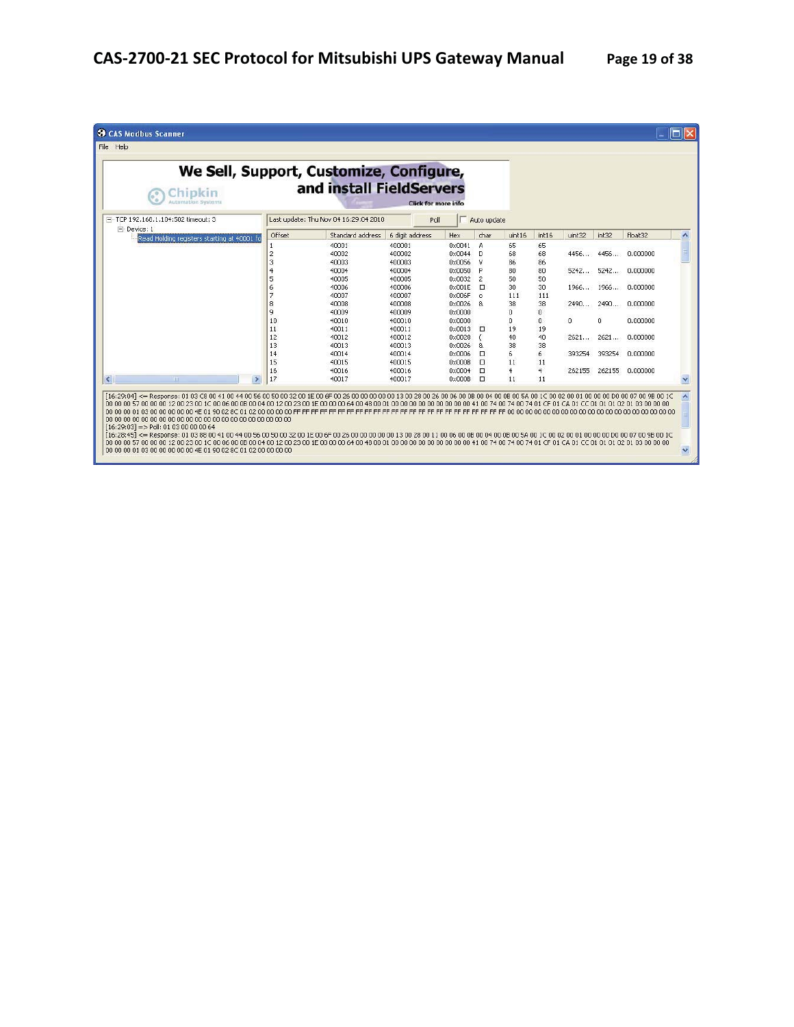CAS Modbus Scanner

File Help

We Sell, Support, Customize, Configure, and install FieldServers

Chipkin Automation Systems

Click for more info

TCP 192.168.1.104:502 timeout: 3
Device: 1
Read Holding registers starting at 40001 fo

Last update: Thu Nov 04 16:29:04 2010 | Poll | Auto update

| Offset | Standard address | 6 digit address | Hex | char | uint16 | int16 | uint32 | int32 | float32 |
|---|---|---|---|---|---|---|---|---|---|
| 1 | 40001 | 400001 | 0x0041 | A | 65 | 65 | | | |
| 2 | 40002 | 400002 | 0x0044 | D | 68 | 68 | 4456... | 4456... | 0.000000 |
| 3 | 40003 | 400003 | 0x0056 | V | 86 | 86 | | | |
| 4 | 40004 | 400004 | 0x0050 | P | 80 | 80 | 5242... | 5242... | 0.000000 |
| 5 | 40005 | 400005 | 0x0032 | 2 | 50 | 50 | | | |
| 6 | 40006 | 400006 | 0x001E | □ | 30 | 30 | 1966... | 1966... | 0.000000 |
| 7 | 40007 | 400007 | 0x006F | o | 111 | 111 | | | |
| 8 | 40008 | 400008 | 0x0026 | & | 38 | 38 | 2490... | 2490... | 0.000000 |
| 9 | 40009 | 400009 | 0x0000 | | 0 | 0 | | | |
| 10 | 40010 | 400010 | 0x0000 | | 0 | 0 | 0 | 0 | 0.000000 |
| 11 | 40011 | 400011 | 0x0013 | □ | 19 | 19 | | | |
| 12 | 40012 | 400012 | 0x0028 | ( | 40 | 40 | 2621... | 2621... | 0.000000 |
| 13 | 40013 | 400013 | 0x0026 | & | 38 | 38 | | | |
| 14 | 40014 | 400014 | 0x0006 | □ | 6 | 6 | 393254 | 393254 | 0.000000 |
| 15 | 40015 | 400015 | 0x000B | □ | 11 | 11 | | | |
| 16 | 40016 | 400016 | 0x0004 | □ | 4 | 4 | 262155 | 262155 | 0.000000 |
| 17 | 40017 | 400017 | 0x000B | □ | 11 | 11 | | | |

```
[16:29:04] <= Response: 01 03 C8 00 41 00 44 00 56 00 50 00 32 00 1E 00 6F 00 26 00 00 00 00 00 13 00 28 00 26 00 06 00 0B 00 04 00 0B 00 5A 00 1C 00 02 00 01 00 00 00 D0 00 07 00 9B 00 1C
00 00 00 57 00 00 00 12 00 23 00 1C 00 06 00 0B 00 04 00 12 00 23 00 1E 00 00 00 64 00 48 00 01 00 00 00 00 00 00 00 00 41 00 74 00 74 00 74 01 CF 01 CA 01 CC 01 01 01 02 01 03 00 00 00
00 00 00 01 03 00 00 00 00 00 4E 01 90 02 8C 01 02 00 00 00 00 FF FF FF FF FF FF FF FF FF FF FF FF FF FF FF FF FF FF FF FF FF FF FF FF FF FF FF FF 00 00 00 00 00 00 00 00 00 00 00 00 00 00 00 00 00 00 00 00
00 00 00 00 00 00 00 00 00 00 00 00 00 00 00 00 00 00 00 00 00 00
[16:29:03] => Poll: 01 03 00 00 00 64
[16:28:45] <= Response: 01 03 88 00 41 00 44 00 56 00 50 00 32 00 1E 00 6F 00 26 00 00 00 00 00 13 00 28 00 11 00 06 00 0B 00 04 00 0B 00 5A 00 1C 00 02 00 01 00 00 00 D0 00 07 00 9B 00 1C
00 00 00 57 00 00 00 12 00 23 00 1C 00 06 00 0B 00 04 00 12 00 23 00 1E 00 00 00 64 00 48 00 01 00 00 00 00 00 00 00 00 41 00 74 00 74 00 74 01 CF 01 CA 01 CC 01 01 01 02 01 03 00 00 00
00 00 00 01 03 00 00 00 00 00 4E 01 90 02 8C 01 02 00 00 00 00
```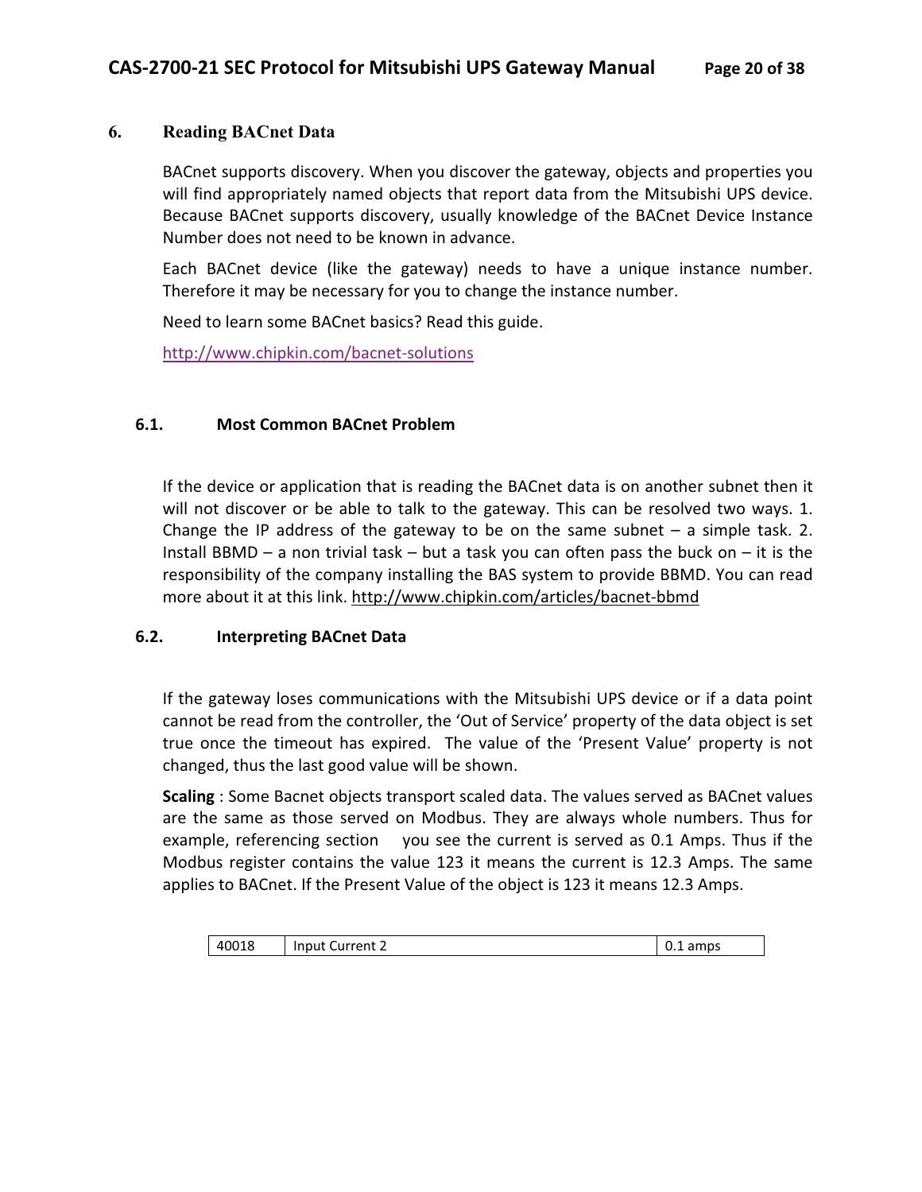# 6. Reading BACnet Data

BACnet supports discovery. When you discover the gateway, objects and properties you will find appropriately named objects that report data from the Mitsubishi UPS device. Because BACnet supports discovery, usually knowledge of the BACnet Device Instance Number does not need to be known in advance.

Each BACnet device (like the gateway) needs to have a unique instance number. Therefore it may be necessary for you to change the instance number.

Need to learn some BACnet basics? Read this guide.

http://www.chipkin.com/bacnet-solutions

## 6.1. Most Common BACnet Problem

If the device or application that is reading the BACnet data is on another subnet then it will not discover or be able to talk to the gateway. This can be resolved two ways. 1. Change the IP address of the gateway to be on the same subnet – a simple task. 2. Install BBMD – a non trivial task – but a task you can often pass the buck on – it is the responsibility of the company installing the BAS system to provide BBMD. You can read more about it at this link. http://www.chipkin.com/articles/bacnet-bbmd

## 6.2. Interpreting BACnet Data

If the gateway loses communications with the Mitsubishi UPS device or if a data point cannot be read from the controller, the 'Out of Service' property of the data object is set true once the timeout has expired. The value of the 'Present Value' property is not changed, thus the last good value will be shown.

**Scaling** : Some Bacnet objects transport scaled data. The values served as BACnet values are the same as those served on Modbus. They are always whole numbers. Thus for example, referencing section you see the current is served as 0.1 Amps. Thus if the Modbus register contains the value 123 it means the current is 12.3 Amps. The same applies to BACnet. If the Present Value of the object is 123 it means 12.3 Amps.

| 40018 | Input Current 2 | 0.1 amps |
|---|---|---|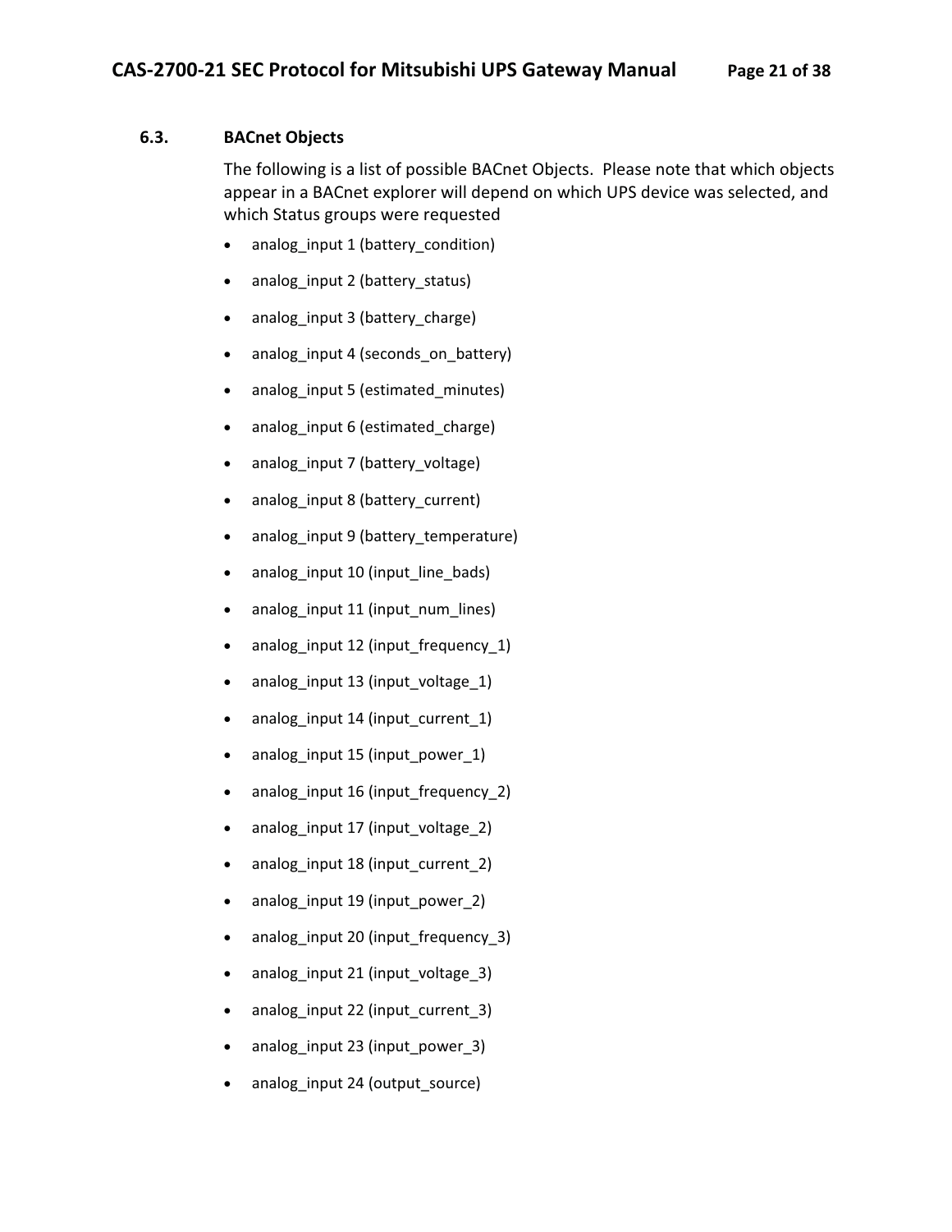### 6.3. BACnet Objects

The following is a list of possible BACnet Objects. Please note that which objects appear in a BACnet explorer will depend on which UPS device was selected, and which Status groups were requested

- analog_input 1 (battery_condition)
- analog_input 2 (battery_status)
- analog_input 3 (battery_charge)
- analog_input 4 (seconds_on_battery)
- analog_input 5 (estimated_minutes)
- analog_input 6 (estimated_charge)
- analog_input 7 (battery_voltage)
- analog_input 8 (battery_current)
- analog_input 9 (battery_temperature)
- analog_input 10 (input_line_bads)
- analog_input 11 (input_num_lines)
- analog_input 12 (input_frequency_1)
- analog_input 13 (input_voltage_1)
- analog_input 14 (input_current_1)
- analog_input 15 (input_power_1)
- analog_input 16 (input_frequency_2)
- analog_input 17 (input_voltage_2)
- analog_input 18 (input_current_2)
- analog_input 19 (input_power_2)
- analog_input 20 (input_frequency_3)
- analog_input 21 (input_voltage_3)
- analog_input 22 (input_current_3)
- analog_input 23 (input_power_3)
- analog_input 24 (output_source)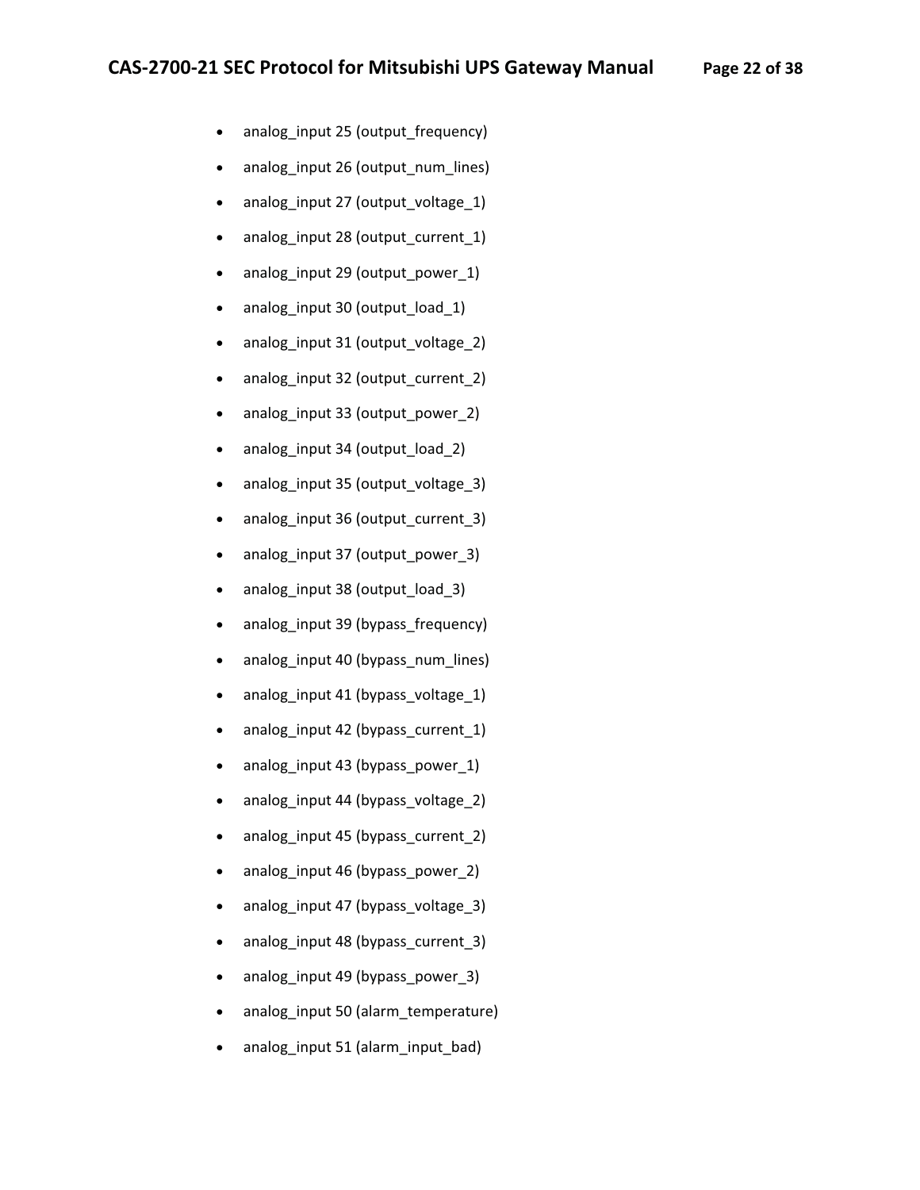- analog_input 25 (output_frequency)
- analog_input 26 (output_num_lines)
- analog_input 27 (output_voltage_1)
- analog_input 28 (output_current_1)
- analog_input 29 (output_power_1)
- analog_input 30 (output_load_1)
- analog_input 31 (output_voltage_2)
- analog_input 32 (output_current_2)
- analog_input 33 (output_power_2)
- analog_input 34 (output_load_2)
- analog_input 35 (output_voltage_3)
- analog_input 36 (output_current_3)
- analog_input 37 (output_power_3)
- analog_input 38 (output_load_3)
- analog_input 39 (bypass_frequency)
- analog_input 40 (bypass_num_lines)
- analog_input 41 (bypass_voltage_1)
- analog_input 42 (bypass_current_1)
- analog_input 43 (bypass_power_1)
- analog_input 44 (bypass_voltage_2)
- analog_input 45 (bypass_current_2)
- analog_input 46 (bypass_power_2)
- analog_input 47 (bypass_voltage_3)
- analog_input 48 (bypass_current_3)
- analog_input 49 (bypass_power_3)
- analog_input 50 (alarm_temperature)
- analog_input 51 (alarm_input_bad)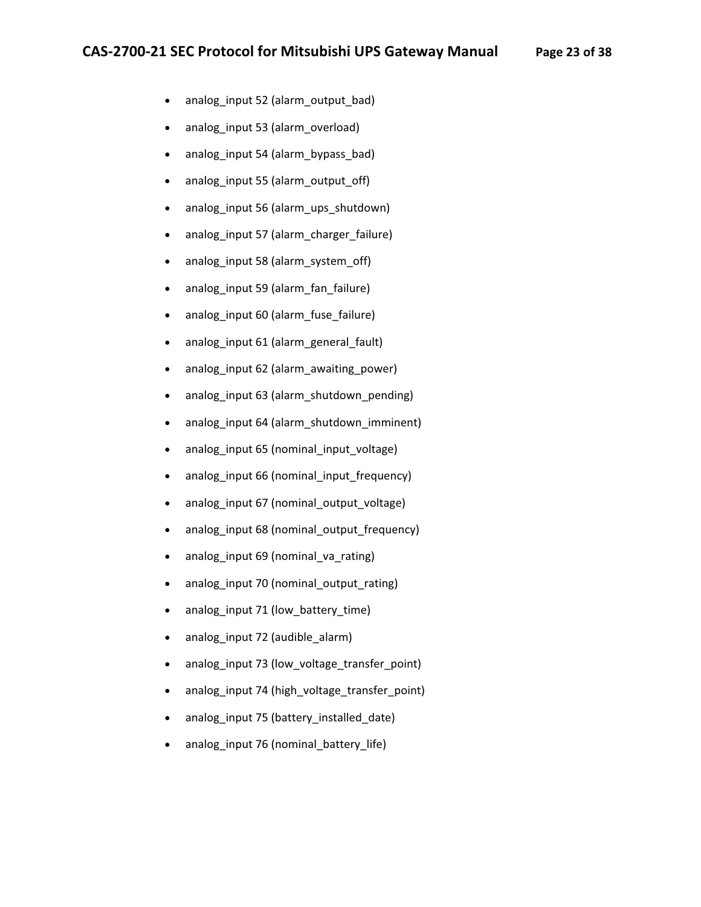- analog_input 52 (alarm_output_bad)
- analog_input 53 (alarm_overload)
- analog_input 54 (alarm_bypass_bad)
- analog_input 55 (alarm_output_off)
- analog_input 56 (alarm_ups_shutdown)
- analog_input 57 (alarm_charger_failure)
- analog_input 58 (alarm_system_off)
- analog_input 59 (alarm_fan_failure)
- analog_input 60 (alarm_fuse_failure)
- analog_input 61 (alarm_general_fault)
- analog_input 62 (alarm_awaiting_power)
- analog_input 63 (alarm_shutdown_pending)
- analog_input 64 (alarm_shutdown_imminent)
- analog_input 65 (nominal_input_voltage)
- analog_input 66 (nominal_input_frequency)
- analog_input 67 (nominal_output_voltage)
- analog_input 68 (nominal_output_frequency)
- analog_input 69 (nominal_va_rating)
- analog_input 70 (nominal_output_rating)
- analog_input 71 (low_battery_time)
- analog_input 72 (audible_alarm)
- analog_input 73 (low_voltage_transfer_point)
- analog_input 74 (high_voltage_transfer_point)
- analog_input 75 (battery_installed_date)
- analog_input 76 (nominal_battery_life)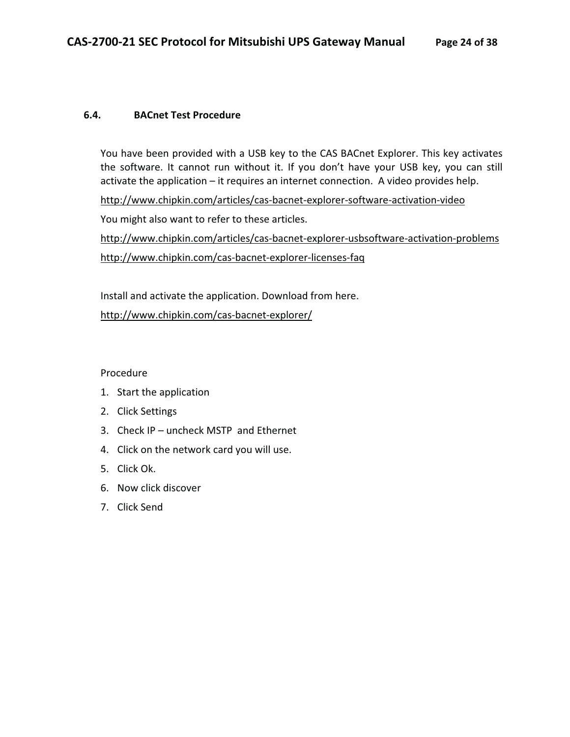### 6.4. BACnet Test Procedure

You have been provided with a USB key to the CAS BACnet Explorer. This key activates the software. It cannot run without it. If you don't have your USB key, you can still activate the application – it requires an internet connection. A video provides help.

http://www.chipkin.com/articles/cas-bacnet-explorer-software-activation-video

You might also want to refer to these articles.

http://www.chipkin.com/articles/cas-bacnet-explorer-usbsoftware-activation-problems

http://www.chipkin.com/cas-bacnet-explorer-licenses-faq

Install and activate the application. Download from here.

http://www.chipkin.com/cas-bacnet-explorer/

Procedure

1. Start the application
2. Click Settings
3. Check IP – uncheck MSTP and Ethernet
4. Click on the network card you will use.
5. Click Ok.
6. Now click discover
7. Click Send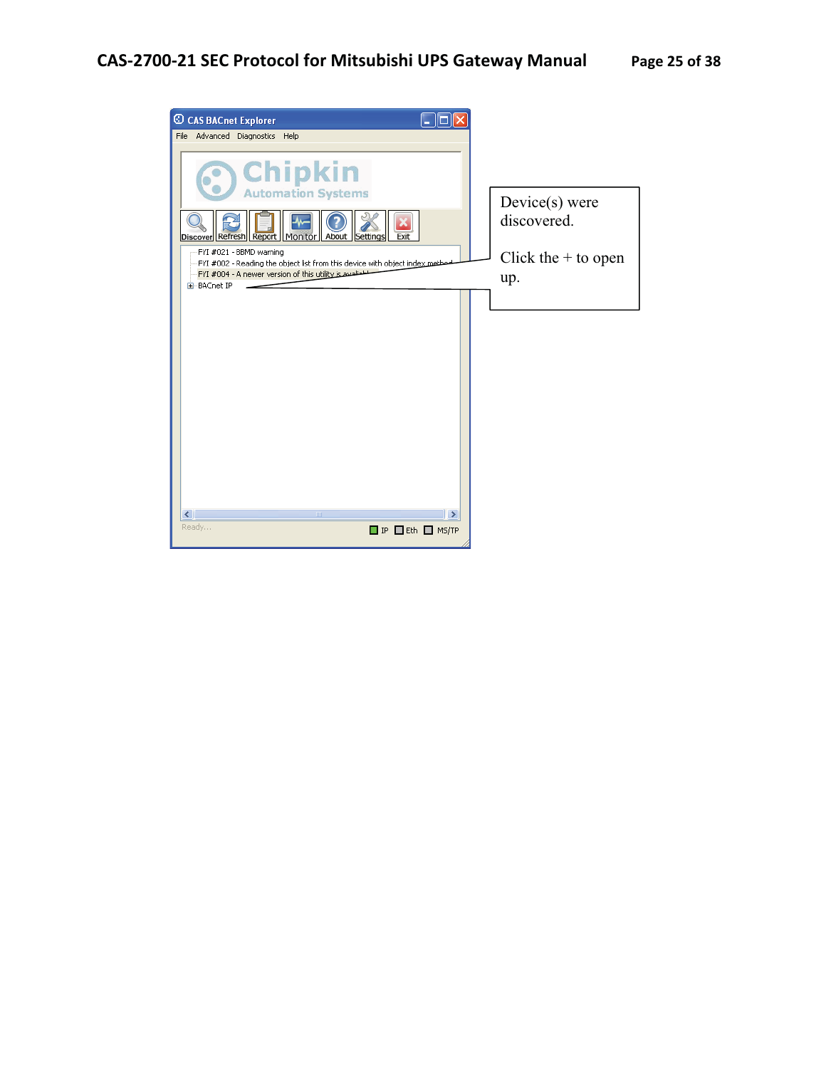Device(s) were discovered.

Click the + to open up.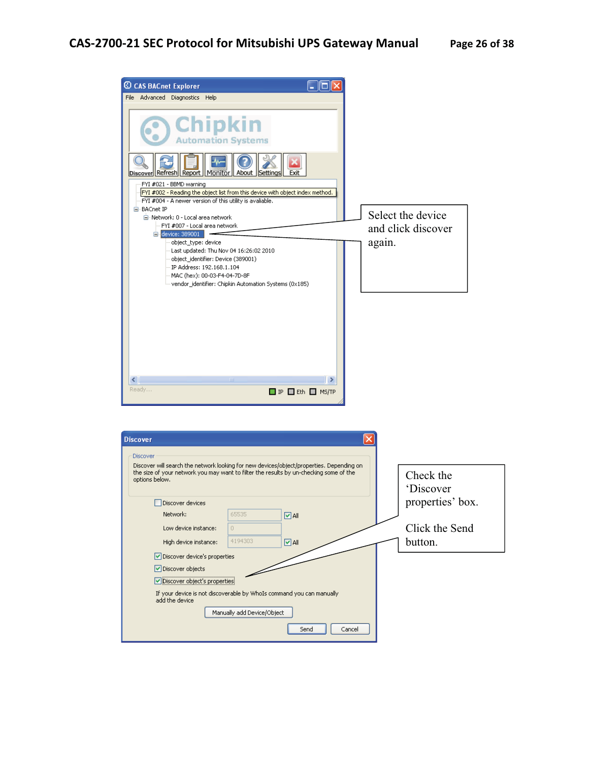CAS BACnet Explorer

File Advanced Diagnostics Help

Discover Refresh Report Monitor About Settings Exit

- FYI #021 - BBMD warning
- FYI #002 - Reading the object list from this device with object index method.
- FYI #004 - A newer version of this utility is avaliable.
- BACnet IP
  - Network: 0 - Local area network
    - FYI #007 - Local area network
    - device: 389001
      - object_type: device
      - Last updated: Thu Nov 04 16:26:02 2010
      - object_identifier: Device (389001)
      - IP Address: 192.168.1.104
      - MAC (hex): 00-03-F4-04-7D-8F
      - vendor_identifier: Chipkin Automation Systems (0x185)

Ready... IP Eth MS/TP

Select the device and click discover again.

**Discover**

Discover

Discover will search the network looking for new devices/object/properties. Depending on the size of your network you may want to filter the results by un-checking some of the options below.

- [ ] Discover devices
  - Network: 65535 [x] All
  - Low device instance: 0
  - High device instance: 4194303 [x] All
- [x] Discover device's properties
- [x] Discover objects
- [x] Discover object's properties

If your device is not discoverable by WhoIs command you can manually add the device

Manually add Device/Object

Send Cancel

Check the 'Discover properties' box.

Click the Send button.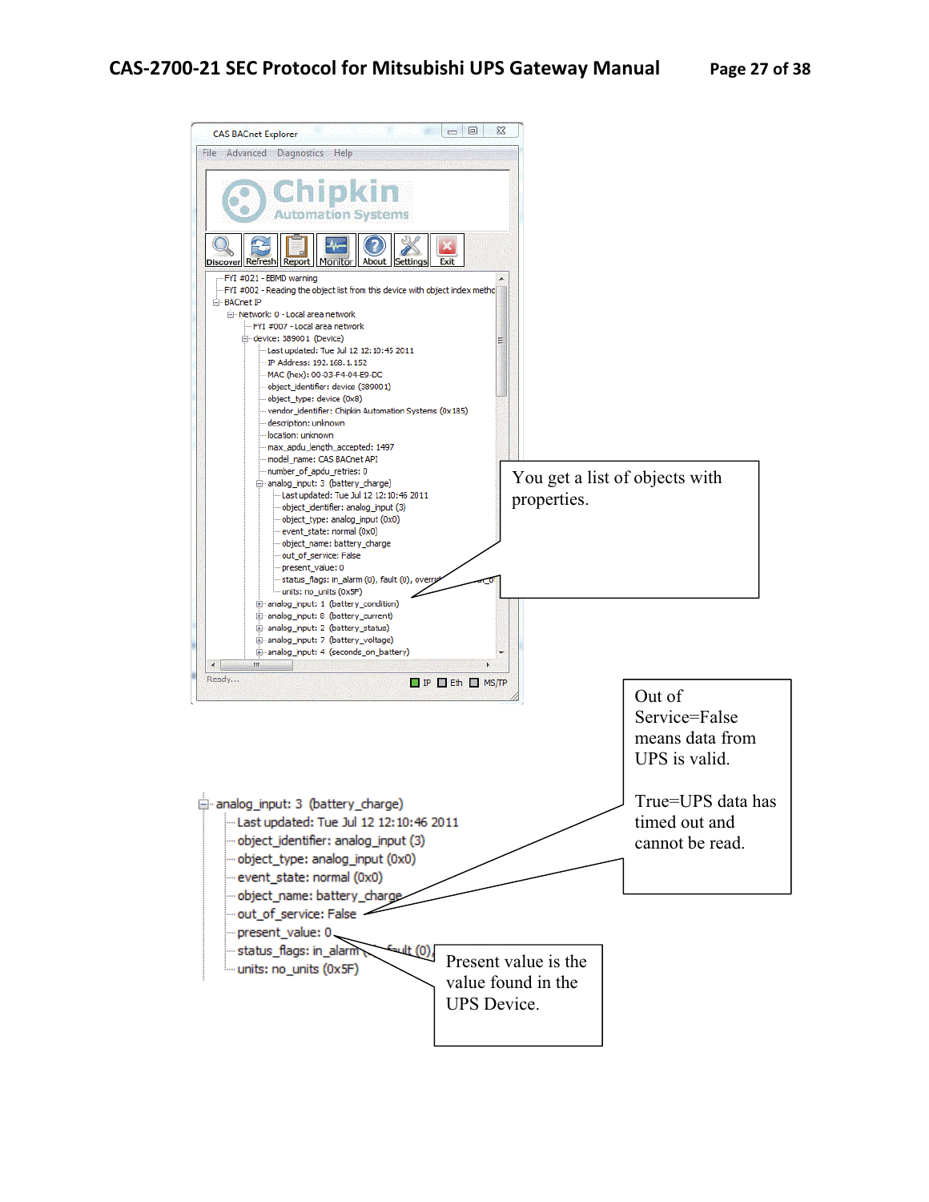CAS BACnet Explorer

File Advanced Diagnostics Help

Discover Refresh Report Monitor About Settings Exit

```
FYI #021 - BBMD warning
FYI #002 - Reading the object list from this device with object index metho
BACnet IP
  Network: 0 - Local area network
    FYI #007 - Local area network
    device: 389001 (Device)
      Last updated: Tue Jul 12 12:10:45 2011
      IP Address: 192.168.1.152
      MAC (hex): 00-03-F4-04-E9-DC
      object_identifier: device (389001)
      object_type: device (0x8)
      vendor_identifier: Chipkin Automation Systems (0x185)
      description: unknown
      location: unknown
      max_apdu_length_accepted: 1497
      model_name: CAS BACnet API
      number_of_apdu_retries: 0
      analog_input: 3 (battery_charge)
        Last updated: Tue Jul 12 12:10:46 2011
        object_identifier: analog_input (3)
        object_type: analog_input (0x0)
        event_state: normal (0x0)
        object_name: battery_charge
        out_of_service: False
        present_value: 0
        status_flags: in_alarm (0), fault (0), overrid
        units: no_units (0x5F)
      analog_input: 1 (battery_condition)
      analog_input: 8 (battery_current)
      analog_input: 2 (battery_status)
      analog_input: 7 (battery_voltage)
      analog_input: 4 (seconds_on_battery)
```

Ready... IP Eth MS/TP

You get a list of objects with properties.

```
analog_input: 3 (battery_charge)
  Last updated: Tue Jul 12 12:10:46 2011
  object_identifier: analog_input (3)
  object_type: analog_input (0x0)
  event_state: normal (0x0)
  object_name: battery_charge
  out_of_service: False
  present_value: 0
  status_flags: in_alarm (0), fault (0)
  units: no_units (0x5F)
```

Out of Service=False means data from UPS is valid.

True=UPS data has timed out and cannot be read.

Present value is the value found in the UPS Device.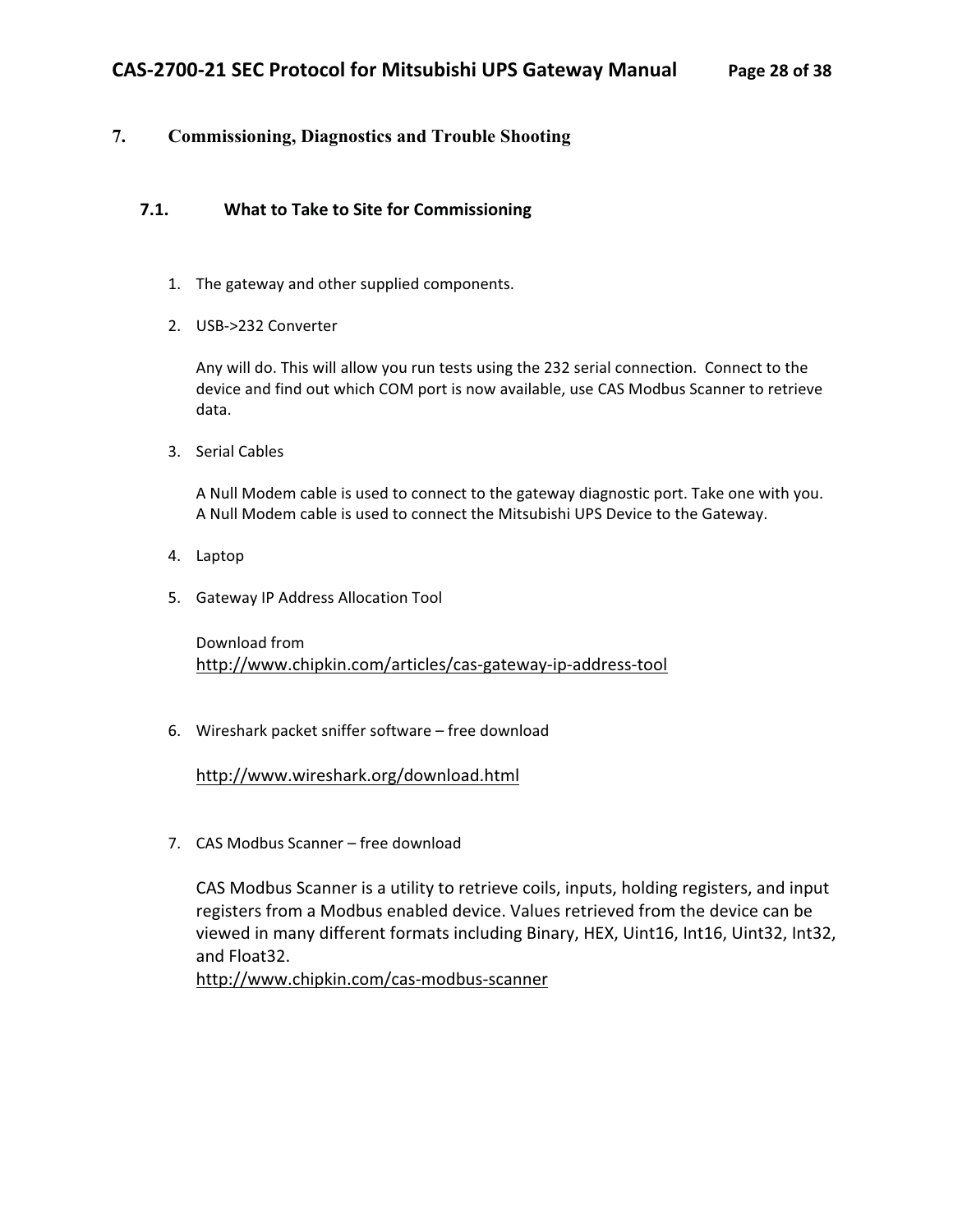# 7. Commissioning, Diagnostics and Trouble Shooting

## 7.1. What to Take to Site for Commissioning

1. The gateway and other supplied components.

2. USB->232 Converter

   Any will do. This will allow you run tests using the 232 serial connection. Connect to the device and find out which COM port is now available, use CAS Modbus Scanner to retrieve data.

3. Serial Cables

   A Null Modem cable is used to connect to the gateway diagnostic port. Take one with you.
   A Null Modem cable is used to connect the Mitsubishi UPS Device to the Gateway.

4. Laptop

5. Gateway IP Address Allocation Tool

   Download from
   http://www.chipkin.com/articles/cas-gateway-ip-address-tool

6. Wireshark packet sniffer software – free download

   http://www.wireshark.org/download.html

7. CAS Modbus Scanner – free download

   CAS Modbus Scanner is a utility to retrieve coils, inputs, holding registers, and input registers from a Modbus enabled device. Values retrieved from the device can be viewed in many different formats including Binary, HEX, Uint16, Int16, Uint32, Int32, and Float32.
   http://www.chipkin.com/cas-modbus-scanner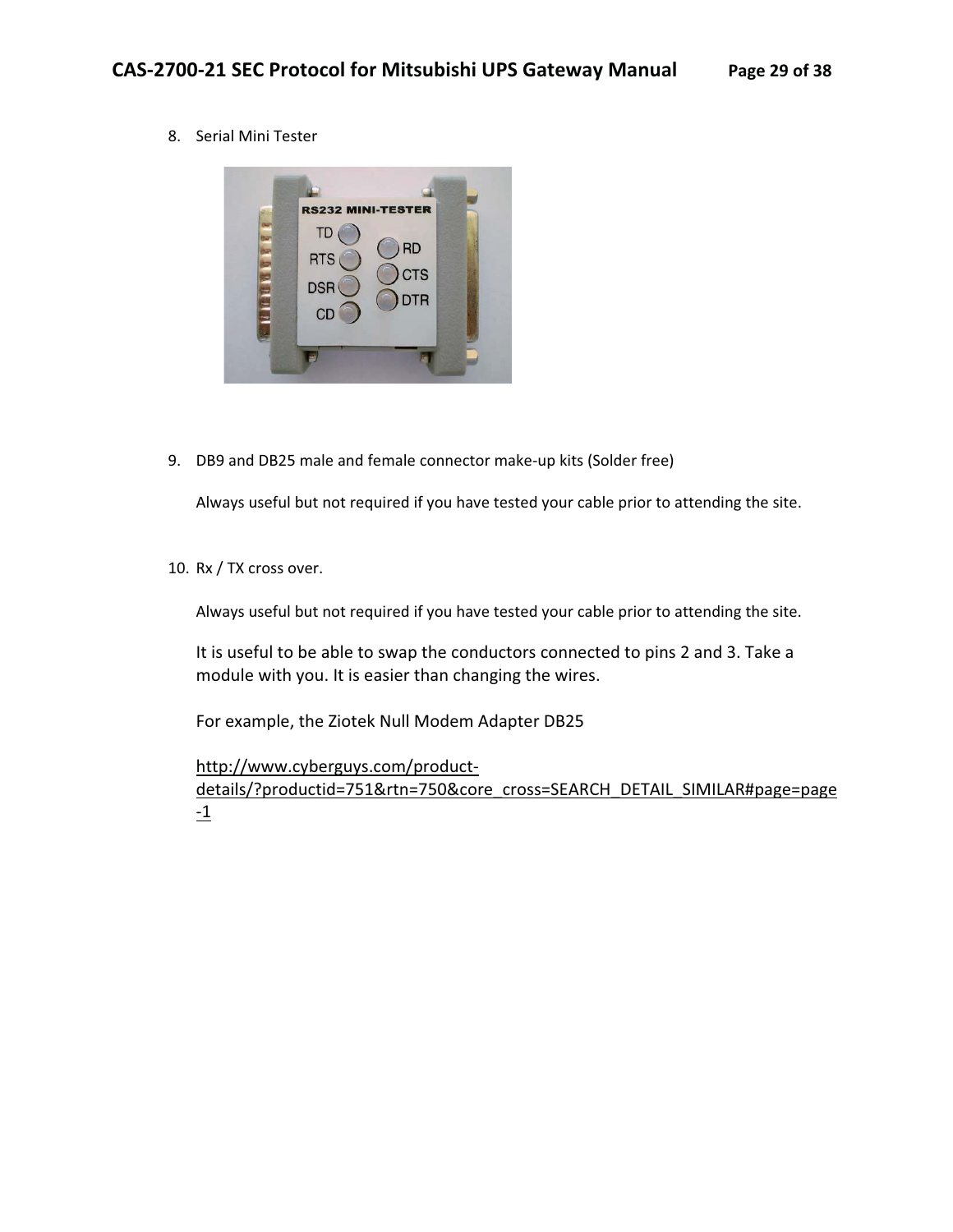8. Serial Mini Tester

9. DB9 and DB25 male and female connector make-up kits (Solder free)

   Always useful but not required if you have tested your cable prior to attending the site.

10. Rx / TX cross over.

    Always useful but not required if you have tested your cable prior to attending the site.

    It is useful to be able to swap the conductors connected to pins 2 and 3. Take a module with you. It is easier than changing the wires.

    For example, the Ziotek Null Modem Adapter DB25

    http://www.cyberguys.com/product-details/?productid=751&rtn=750&core_cross=SEARCH_DETAIL_SIMILAR#page=page-1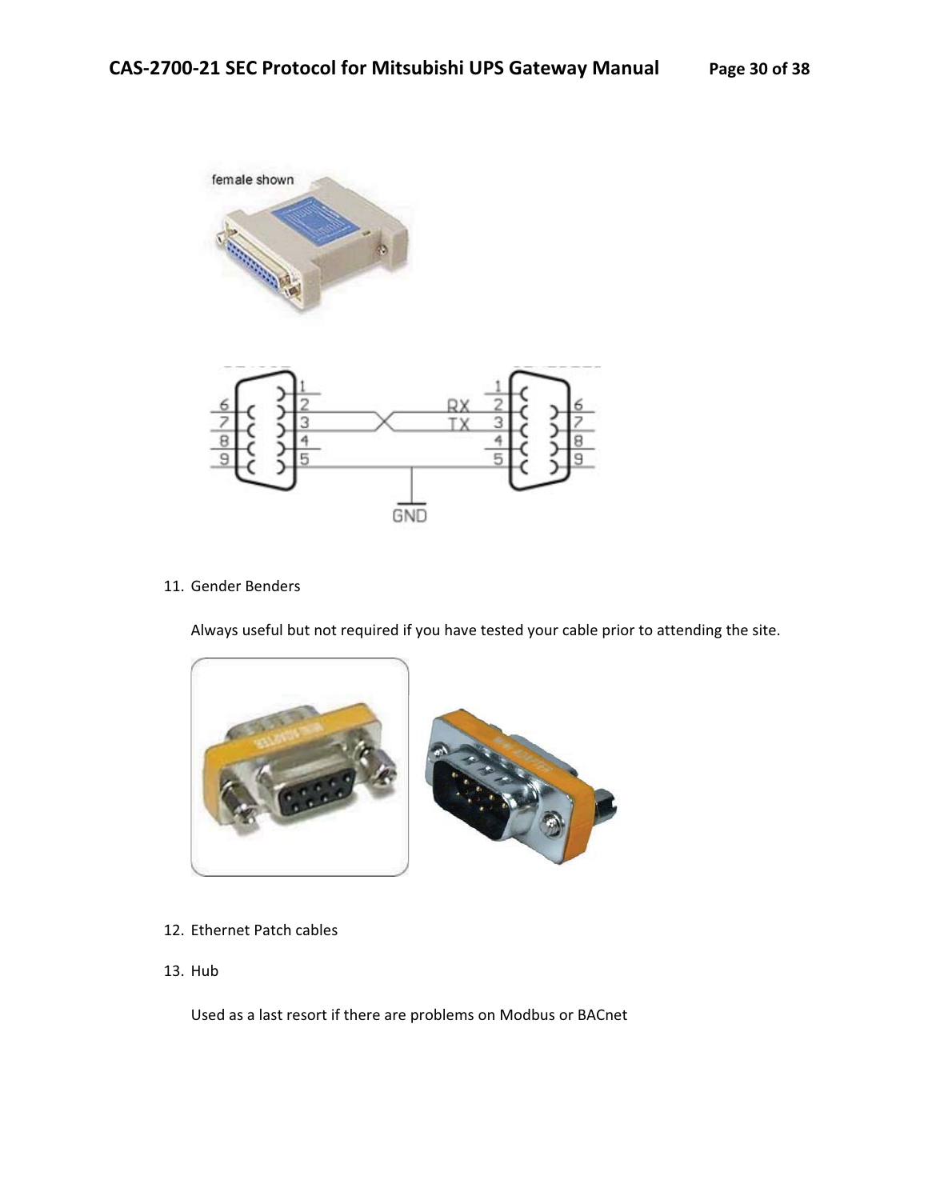11. Gender Benders

    Always useful but not required if you have tested your cable prior to attending the site.

12. Ethernet Patch cables

13. Hub

    Used as a last resort if there are problems on Modbus or BACnet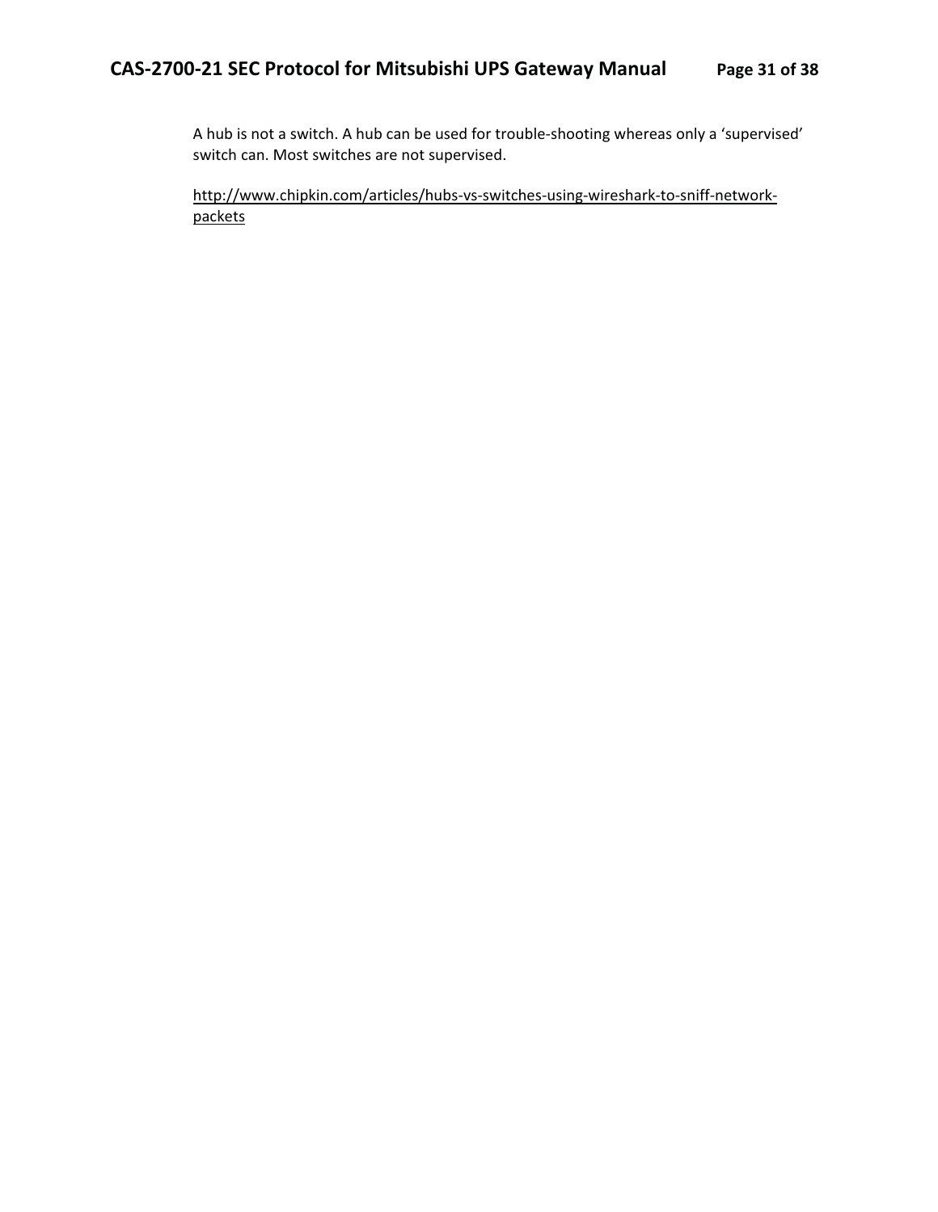A hub is not a switch. A hub can be used for trouble-shooting whereas only a 'supervised' switch can. Most switches are not supervised.

http://www.chipkin.com/articles/hubs-vs-switches-using-wireshark-to-sniff-network-packets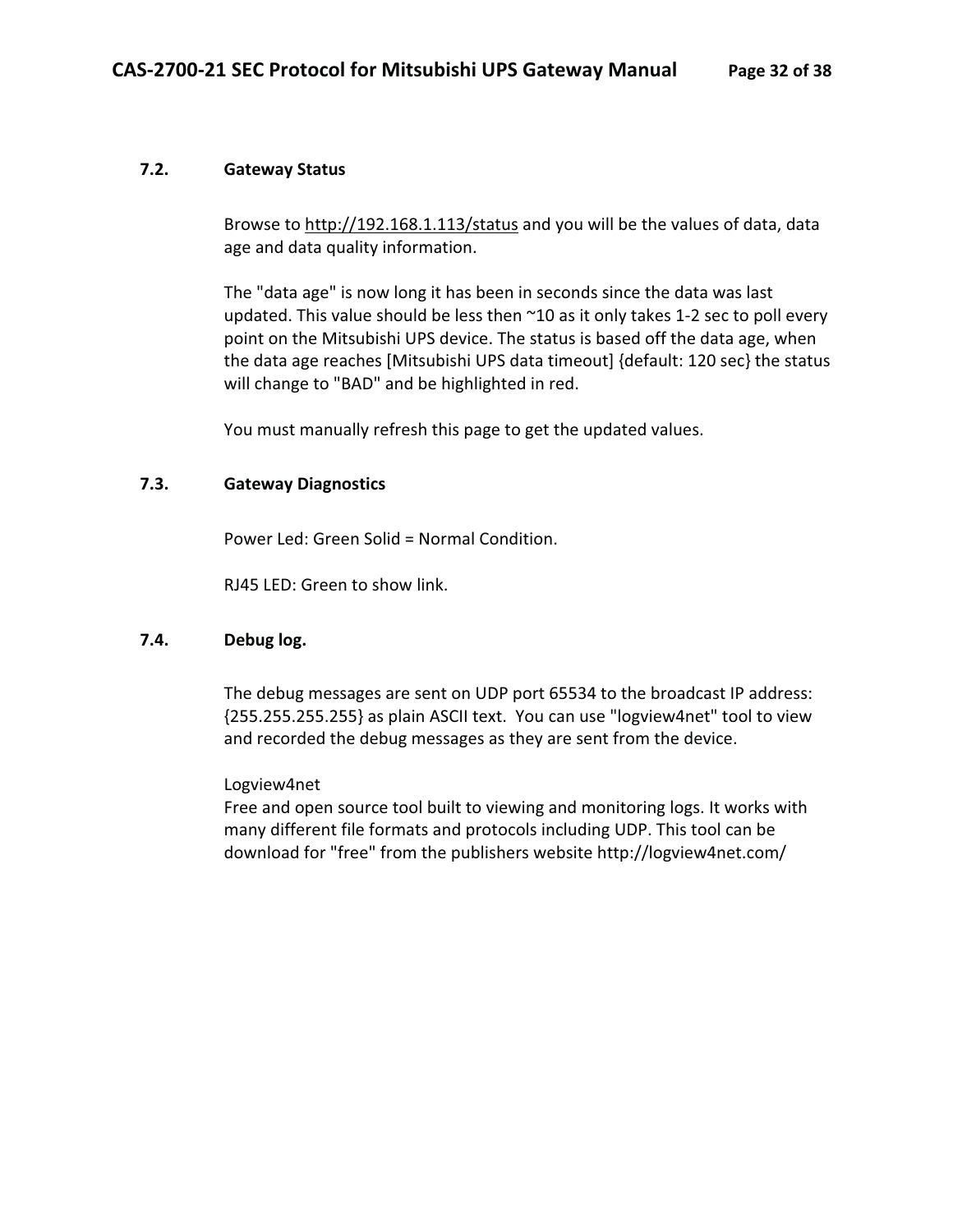## 7.2. Gateway Status

Browse to http://192.168.1.113/status and you will be the values of data, data age and data quality information.

The "data age" is now long it has been in seconds since the data was last updated. This value should be less then ~10 as it only takes 1-2 sec to poll every point on the Mitsubishi UPS device. The status is based off the data age, when the data age reaches [Mitsubishi UPS data timeout] {default: 120 sec} the status will change to "BAD" and be highlighted in red.

You must manually refresh this page to get the updated values.

## 7.3. Gateway Diagnostics

Power Led: Green Solid = Normal Condition.

RJ45 LED: Green to show link.

## 7.4. Debug log.

The debug messages are sent on UDP port 65534 to the broadcast IP address: {255.255.255.255} as plain ASCII text. You can use "logview4net" tool to view and recorded the debug messages as they are sent from the device.

Logview4net
Free and open source tool built to viewing and monitoring logs. It works with many different file formats and protocols including UDP. This tool can be download for "free" from the publishers website http://logview4net.com/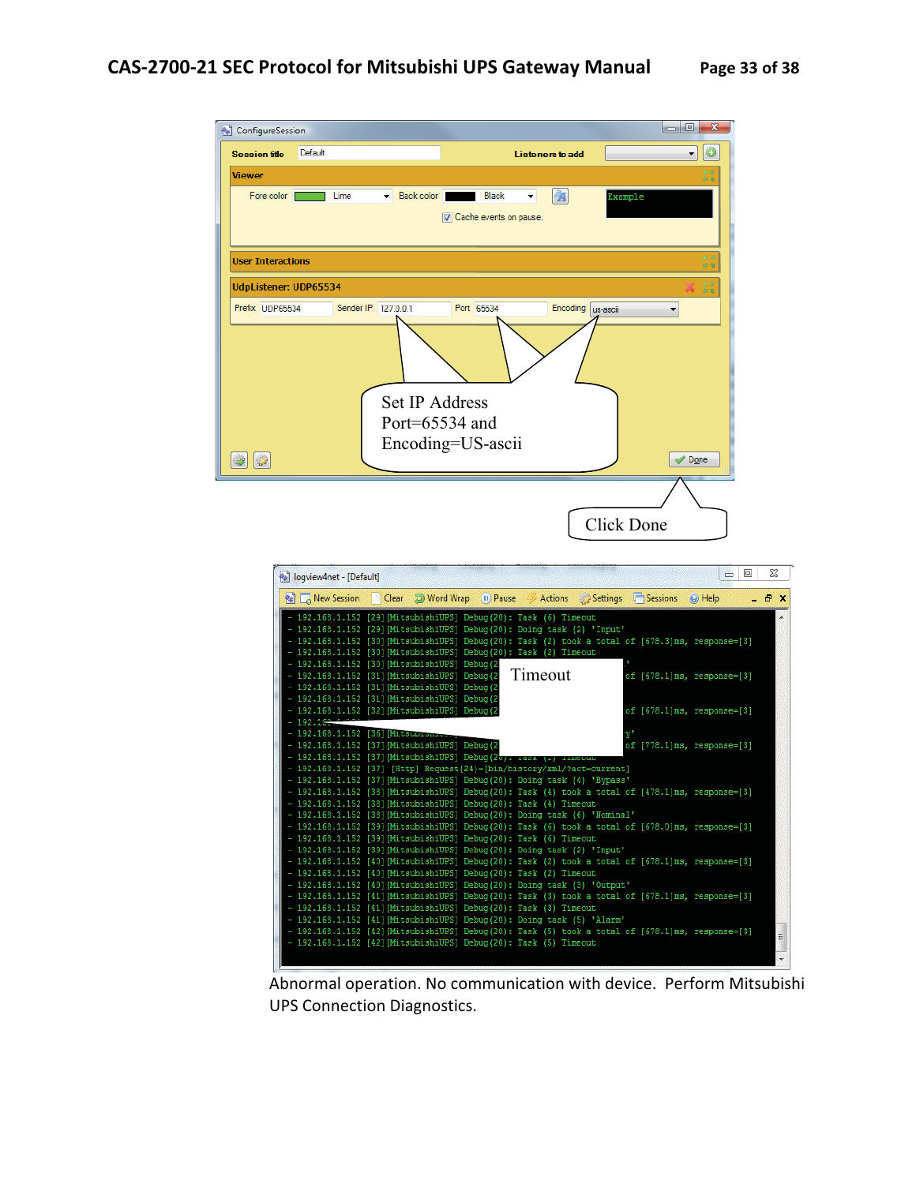ConfigureSession

Session title: Default — Listeners to add

Viewer — Fore color: Lime — Back color: Black — Cache events on pause.

User Interactions

UdpListener: UDP65534 — Prefix: UDP65534 — Sender IP: 127.0.0.1 — Port: 65534 — Encoding: us-ascii

Set IP Address Port=65534 and Encoding=US-ascii

Done

Click Done

logview4net - [Default]

New Session | Clear | Word Wrap | Pause | Actions | Settings | Sessions | Help

```
- 192.168.1.152 [29][MitsubishiUPS] Debug(20): Task (6) Timeout
- 192.168.1.152 [29][MitsubishiUPS] Debug(20): Doing task (2) 'Input'
- 192.168.1.152 [30][MitsubishiUPS] Debug(20): Task (2) took a total of [678.3]ms, response=[3]
- 192.168.1.152 [30][MitsubishiUPS] Debug(20): Task (2) Timeout
- 192.168.1.152 [37][Http] Request(24)=[bin/history/xml/?act=current]
- 192.168.1.152 [37][MitsubishiUPS] Debug(20): Doing task (4) 'Bypass'
- 192.168.1.152 [38][MitsubishiUPS] Debug(20): Task (4) took a total of [478.1]ms, response=[3]
- 192.168.1.152 [38][MitsubishiUPS] Debug(20): Task (4) Timeout
- 192.168.1.152 [38][MitsubishiUPS] Debug(20): Doing task (6) 'Nominal'
- 192.168.1.152 [39][MitsubishiUPS] Debug(20): Task (6) took a total of [678.0]ms, response=[3]
- 192.168.1.152 [39][MitsubishiUPS] Debug(20): Task (6) Timeout
- 192.168.1.152 [39][MitsubishiUPS] Debug(20): Doing task (2) 'Input'
- 192.168.1.152 [40][MitsubishiUPS] Debug(20): Task (2) took a total of [678.1]ms, response=[3]
- 192.168.1.152 [40][MitsubishiUPS] Debug(20): Task (2) Timeout
- 192.168.1.152 [40][MitsubishiUPS] Debug(20): Doing task (3) 'Output'
- 192.168.1.152 [41][MitsubishiUPS] Debug(20): Task (3) took a total of [678.1]ms, response=[3]
- 192.168.1.152 [41][MitsubishiUPS] Debug(20): Task (3) Timeout
- 192.168.1.152 [41][MitsubishiUPS] Debug(20): Doing task (5) 'Alarm'
- 192.168.1.152 [42][MitsubishiUPS] Debug(20): Task (5) took a total of [678.1]ms, response=[3]
- 192.168.1.152 [42][MitsubishiUPS] Debug(20): Task (5) Timeout
```

Timeout

Abnormal operation. No communication with device. Perform Mitsubishi UPS Connection Diagnostics.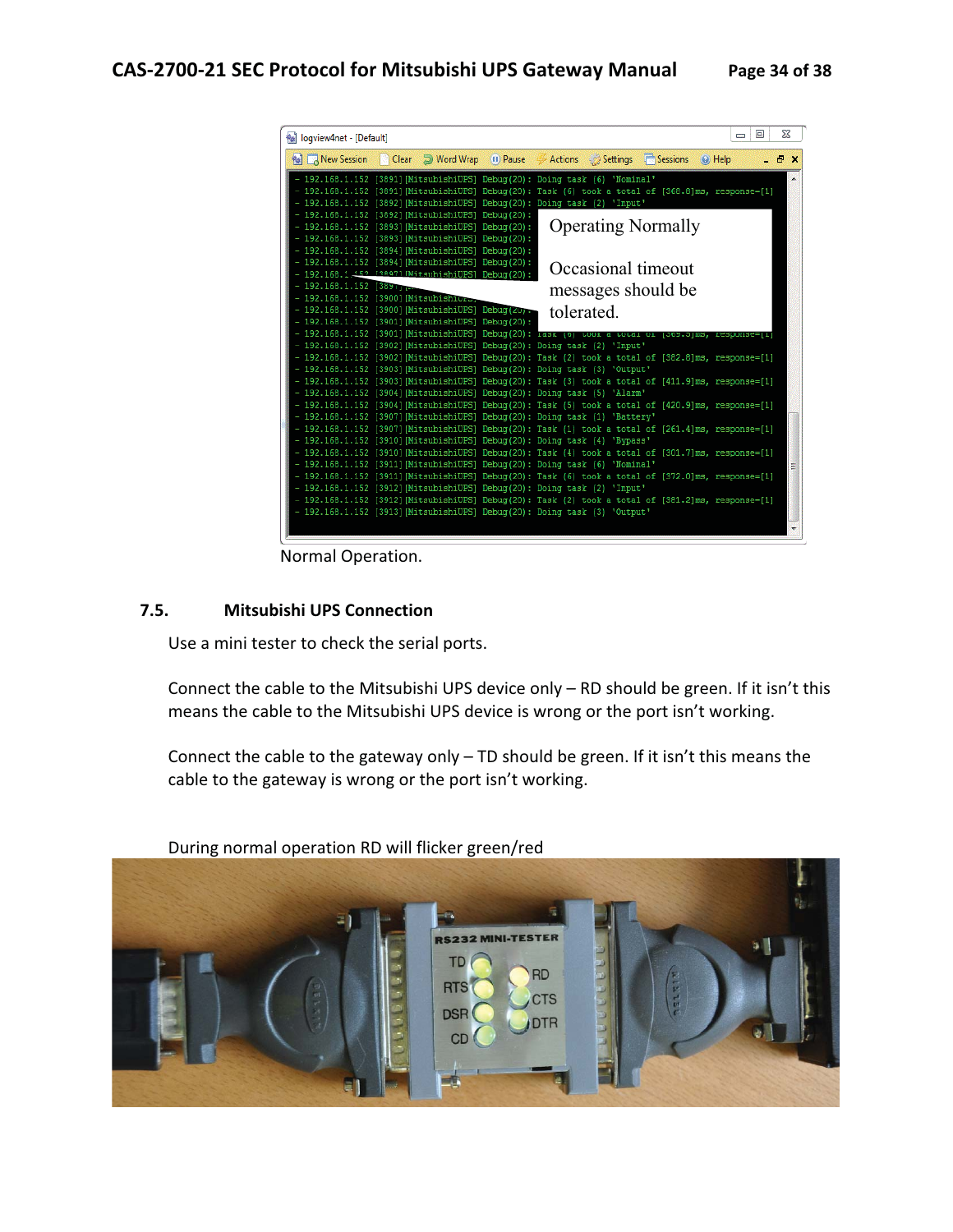Normal Operation.

## 7.5. Mitsubishi UPS Connection

Use a mini tester to check the serial ports.

Connect the cable to the Mitsubishi UPS device only – RD should be green. If it isn't this means the cable to the Mitsubishi UPS device is wrong or the port isn't working.

Connect the cable to the gateway only – TD should be green. If it isn't this means the cable to the gateway is wrong or the port isn't working.

During normal operation RD will flicker green/red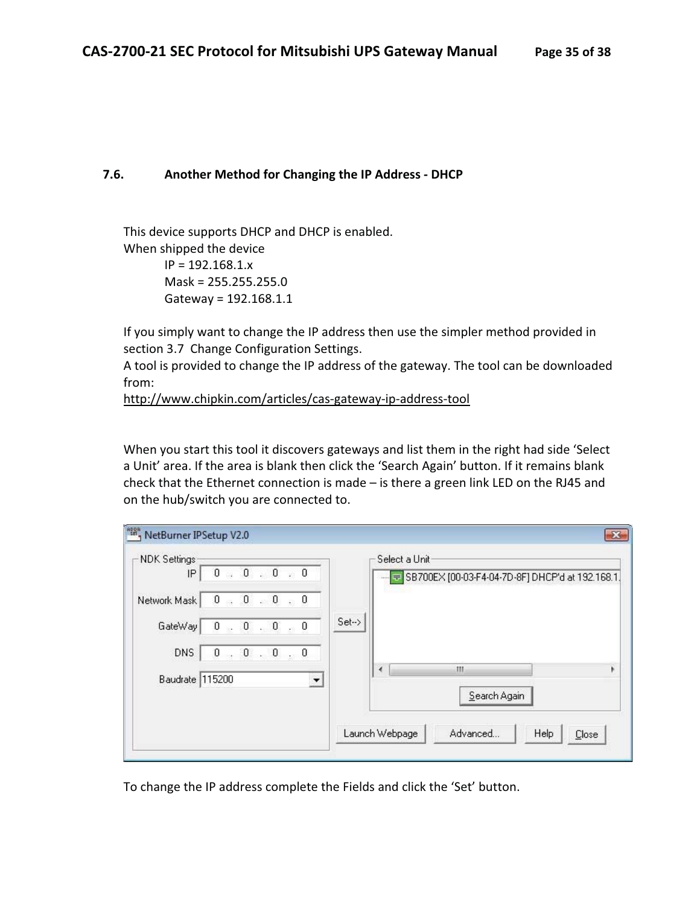### 7.6. Another Method for Changing the IP Address - DHCP

This device supports DHCP and DHCP is enabled.
When shipped the device

IP = 192.168.1.x
Mask = 255.255.255.0
Gateway = 192.168.1.1

If you simply want to change the IP address then use the simpler method provided in section 3.7 Change Configuration Settings.
A tool is provided to change the IP address of the gateway. The tool can be downloaded from:
http://www.chipkin.com/articles/cas-gateway-ip-address-tool

When you start this tool it discovers gateways and list them in the right had side 'Select a Unit' area. If the area is blank then click the 'Search Again' button. If it remains blank check that the Ethernet connection is made – is there a green link LED on the RJ45 and on the hub/switch you are connected to.

To change the IP address complete the Fields and click the 'Set' button.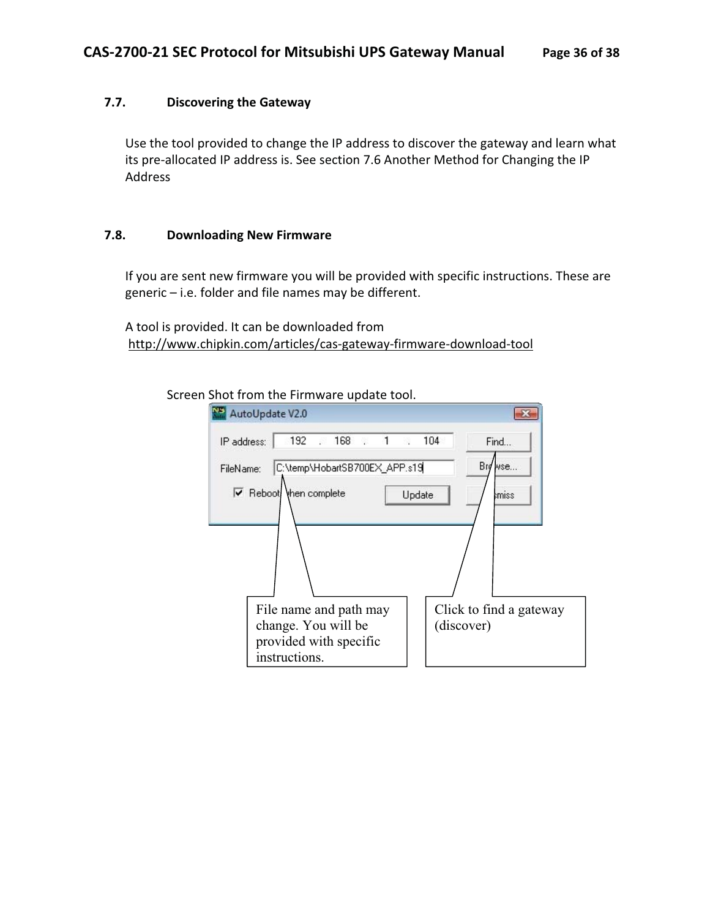## 7.7. Discovering the Gateway

Use the tool provided to change the IP address to discover the gateway and learn what its pre-allocated IP address is. See section 7.6 Another Method for Changing the IP Address

## 7.8. Downloading New Firmware

If you are sent new firmware you will be provided with specific instructions. These are generic – i.e. folder and file names may be different.

A tool is provided. It can be downloaded from
http://www.chipkin.com/articles/cas-gateway-firmware-download-tool

Screen Shot from the Firmware update tool.

AutoUpdate V2.0

IP address: 192 . 168 . 1 . 104 — Find...

FileName: C:\temp\HobartSB700EX_APP.s19 — Browse...

☑ Reboot when complete — Update — Dismiss

File name and path may change. You will be provided with specific instructions.

Click to find a gateway (discover)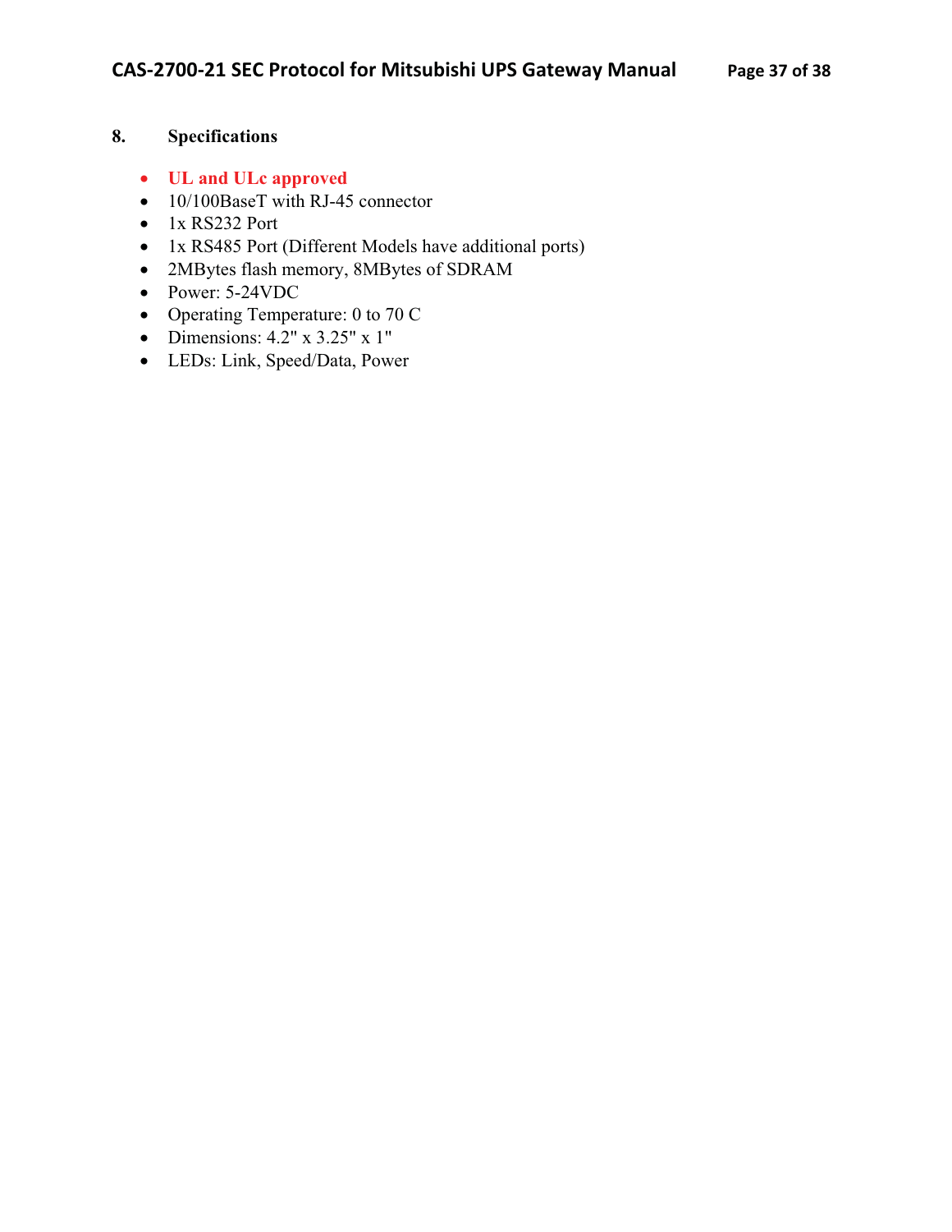## 8. Specifications

- **UL and ULc approved**
- 10/100BaseT with RJ-45 connector
- 1x RS232 Port
- 1x RS485 Port (Different Models have additional ports)
- 2MBytes flash memory, 8MBytes of SDRAM
- Power: 5-24VDC
- Operating Temperature: 0 to 70 C
- Dimensions: 4.2" x 3.25" x 1"
- LEDs: Link, Speed/Data, Power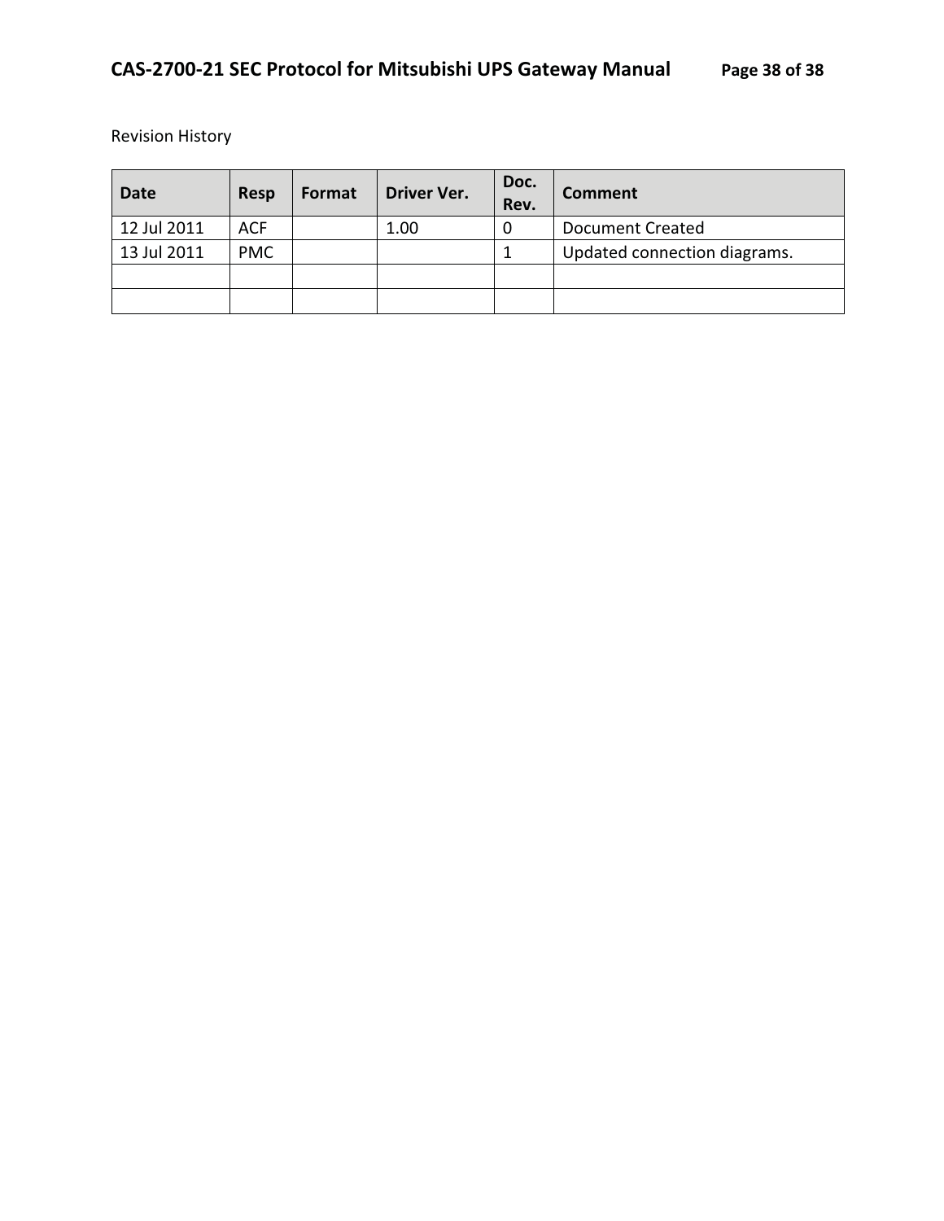Revision History

| Date | Resp | Format | Driver Ver. | Doc. Rev. | Comment |
|---|---|---|---|---|---|
| 12 Jul 2011 | ACF | | 1.00 | 0 | Document Created |
| 13 Jul 2011 | PMC | | | 1 | Updated connection diagrams. |
| | | | | | |
| | | | | | |